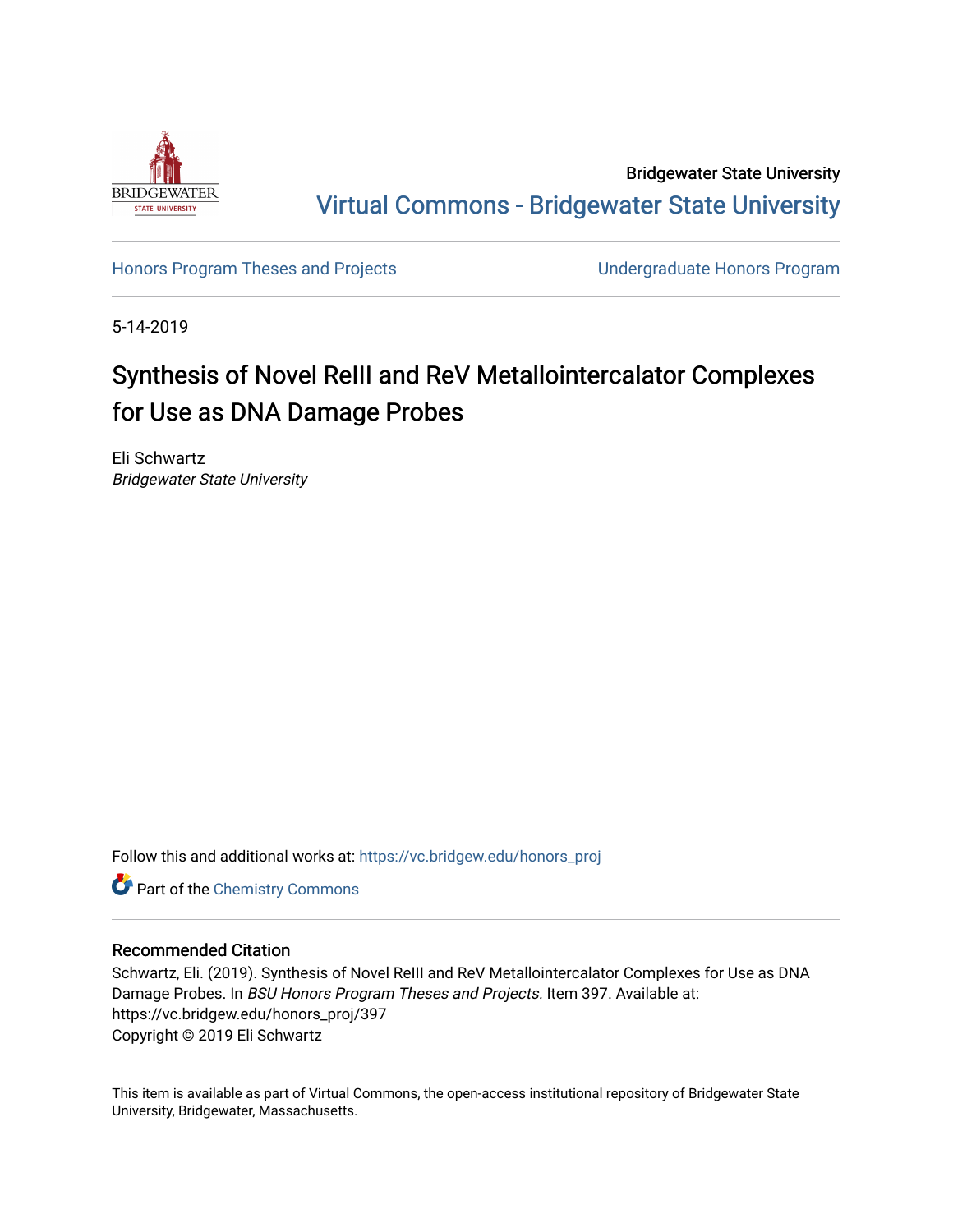Bridgewater State University

# Virtual Commons - Bridgewater State University

Honors Program Theses and Projects

Undergraduate Honors Program

5-14-2019

## Synthesis of Novel ReIII and ReV Metallointercalator Complexes for Use as DNA Damage Probes

Eli Schwartz
*Bridgewater State University*

Follow this and additional works at: https://vc.bridgew.edu/honors_proj

Part of the Chemistry Commons

### Recommended Citation

Schwartz, Eli. (2019). Synthesis of Novel ReIII and ReV Metallointercalator Complexes for Use as DNA Damage Probes. In *BSU Honors Program Theses and Projects.* Item 397. Available at: https://vc.bridgew.edu/honors_proj/397

Copyright © 2019 Eli Schwartz

This item is available as part of Virtual Commons, the open-access institutional repository of Bridgewater State University, Bridgewater, Massachusetts.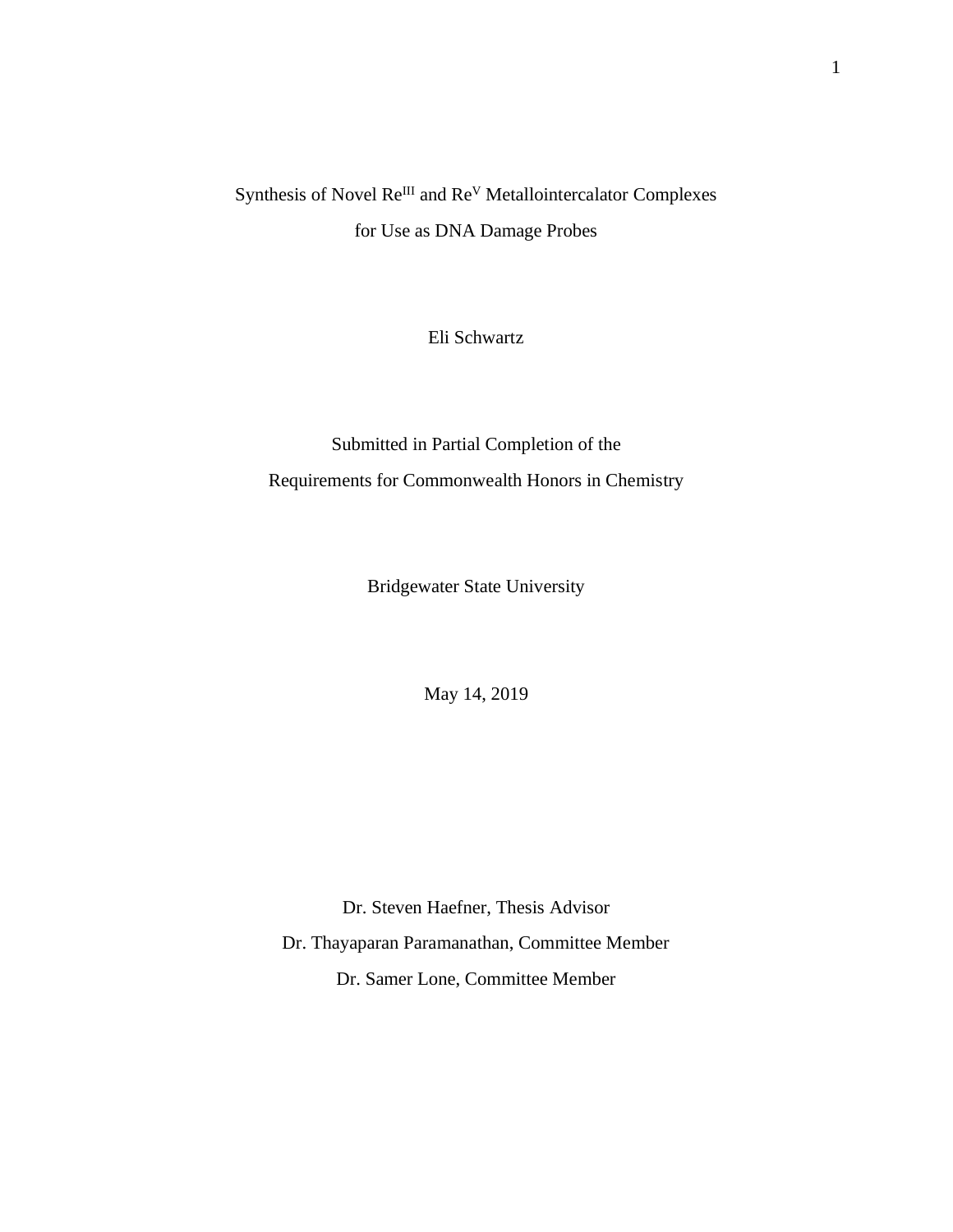# Synthesis of Novel $Re^{III}$ and $Re^{V}$ Metallointercalator Complexes for Use as DNA Damage Probes

Eli Schwartz

Submitted in Partial Completion of the

Requirements for Commonwealth Honors in Chemistry

Bridgewater State University

May 14, 2019

Dr. Steven Haefner, Thesis Advisor

Dr. Thayaparan Paramanathan, Committee Member

Dr. Samer Lone, Committee Member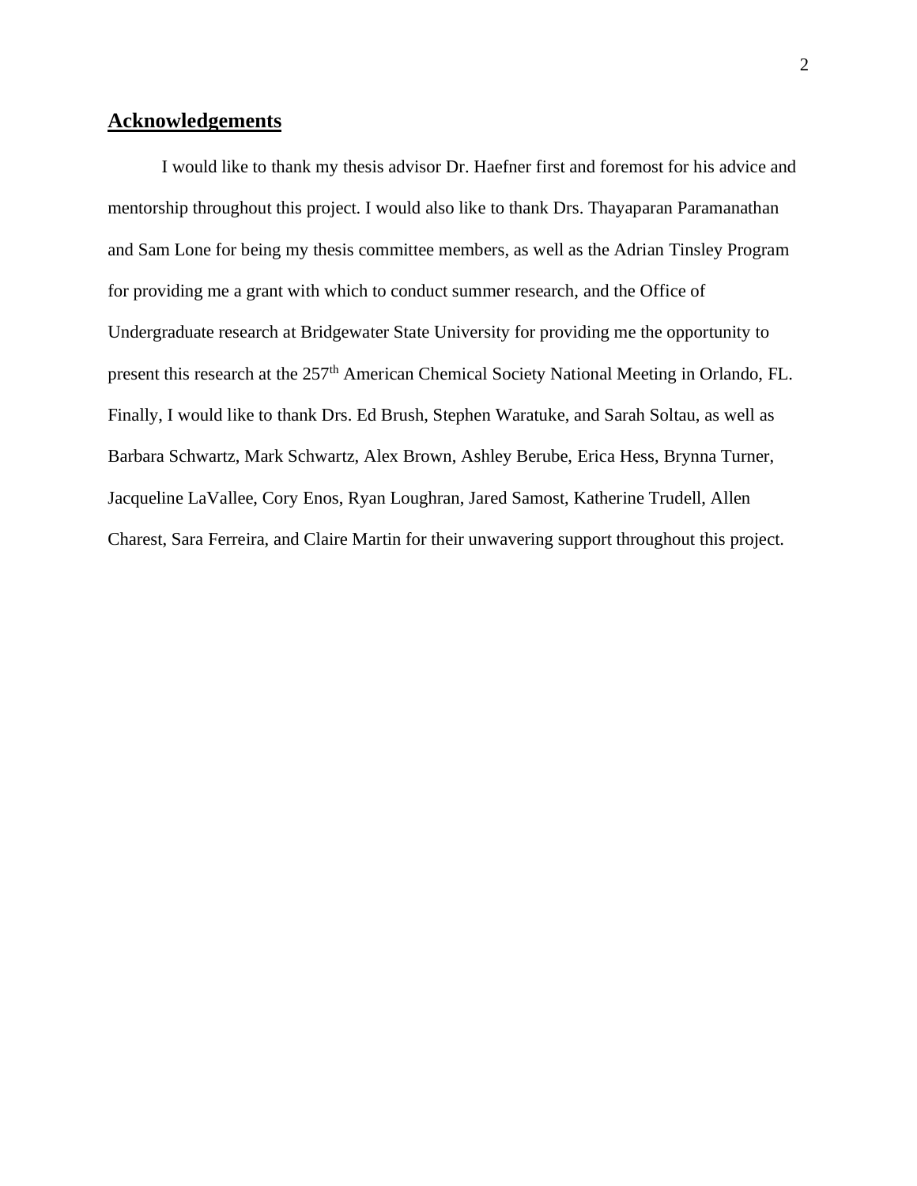## **Acknowledgements**

I would like to thank my thesis advisor Dr. Haefner first and foremost for his advice and mentorship throughout this project. I would also like to thank Drs. Thayaparan Paramanathan and Sam Lone for being my thesis committee members, as well as the Adrian Tinsley Program for providing me a grant with which to conduct summer research, and the Office of Undergraduate research at Bridgewater State University for providing me the opportunity to present this research at the 257th American Chemical Society National Meeting in Orlando, FL. Finally, I would like to thank Drs. Ed Brush, Stephen Waratuke, and Sarah Soltau, as well as Barbara Schwartz, Mark Schwartz, Alex Brown, Ashley Berube, Erica Hess, Brynna Turner, Jacqueline LaVallee, Cory Enos, Ryan Loughran, Jared Samost, Katherine Trudell, Allen Charest, Sara Ferreira, and Claire Martin for their unwavering support throughout this project.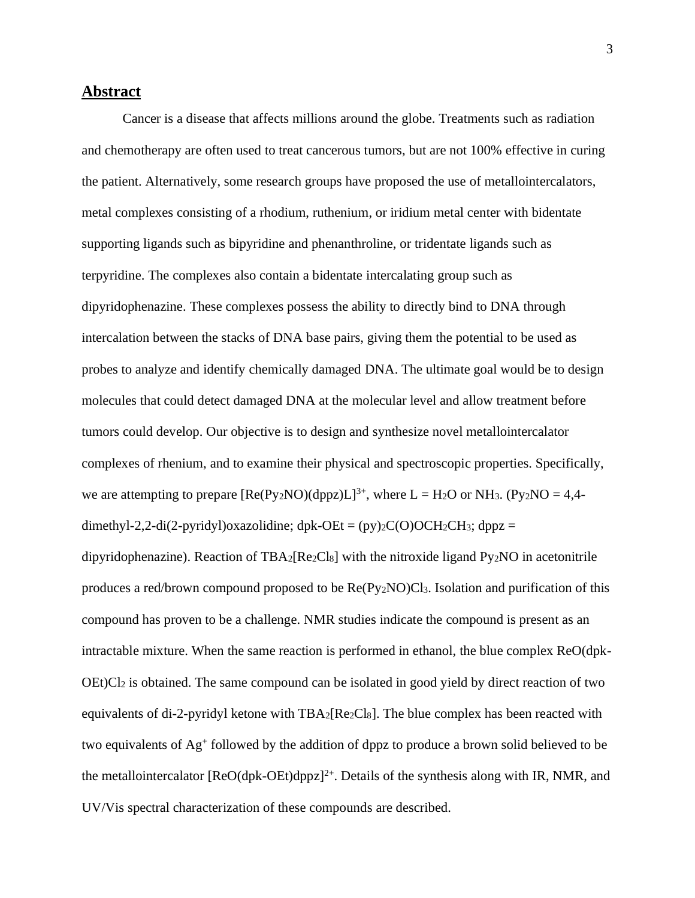## Abstract

Cancer is a disease that affects millions around the globe. Treatments such as radiation and chemotherapy are often used to treat cancerous tumors, but are not 100% effective in curing the patient. Alternatively, some research groups have proposed the use of metallointercalators, metal complexes consisting of a rhodium, ruthenium, or iridium metal center with bidentate supporting ligands such as bipyridine and phenanthroline, or tridentate ligands such as terpyridine. The complexes also contain a bidentate intercalating group such as dipyridophenazine. These complexes possess the ability to directly bind to DNA through intercalation between the stacks of DNA base pairs, giving them the potential to be used as probes to analyze and identify chemically damaged DNA. The ultimate goal would be to design molecules that could detect damaged DNA at the molecular level and allow treatment before tumors could develop. Our objective is to design and synthesize novel metallointercalator complexes of rhenium, and to examine their physical and spectroscopic properties. Specifically, we are attempting to prepare $[Re(Py_2NO)(dppz)L]^{3+}$, where L = $H_2O$ or $NH_3$. ($Py_2NO$ = 4,4-dimethyl-2,2-di(2-pyridyl)oxazolidine; dpk-OEt = $(py)_2C(O)OCH_2CH_3$; dppz = dipyridophenazine). Reaction of $TBA_2[Re_2Cl_8]$ with the nitroxide ligand $Py_2NO$ in acetonitrile produces a red/brown compound proposed to be $Re(Py_2NO)Cl_3$. Isolation and purification of this compound has proven to be a challenge. NMR studies indicate the compound is present as an intractable mixture. When the same reaction is performed in ethanol, the blue complex ReO(dpk-OEt)$Cl_2$ is obtained. The same compound can be isolated in good yield by direct reaction of two equivalents of di-2-pyridyl ketone with $TBA_2[Re_2Cl_8]$. The blue complex has been reacted with two equivalents of $Ag^+$ followed by the addition of dppz to produce a brown solid believed to be the metallointercalator $[ReO(dpk\text{-}OEt)dppz]^{2+}$. Details of the synthesis along with IR, NMR, and UV/Vis spectral characterization of these compounds are described.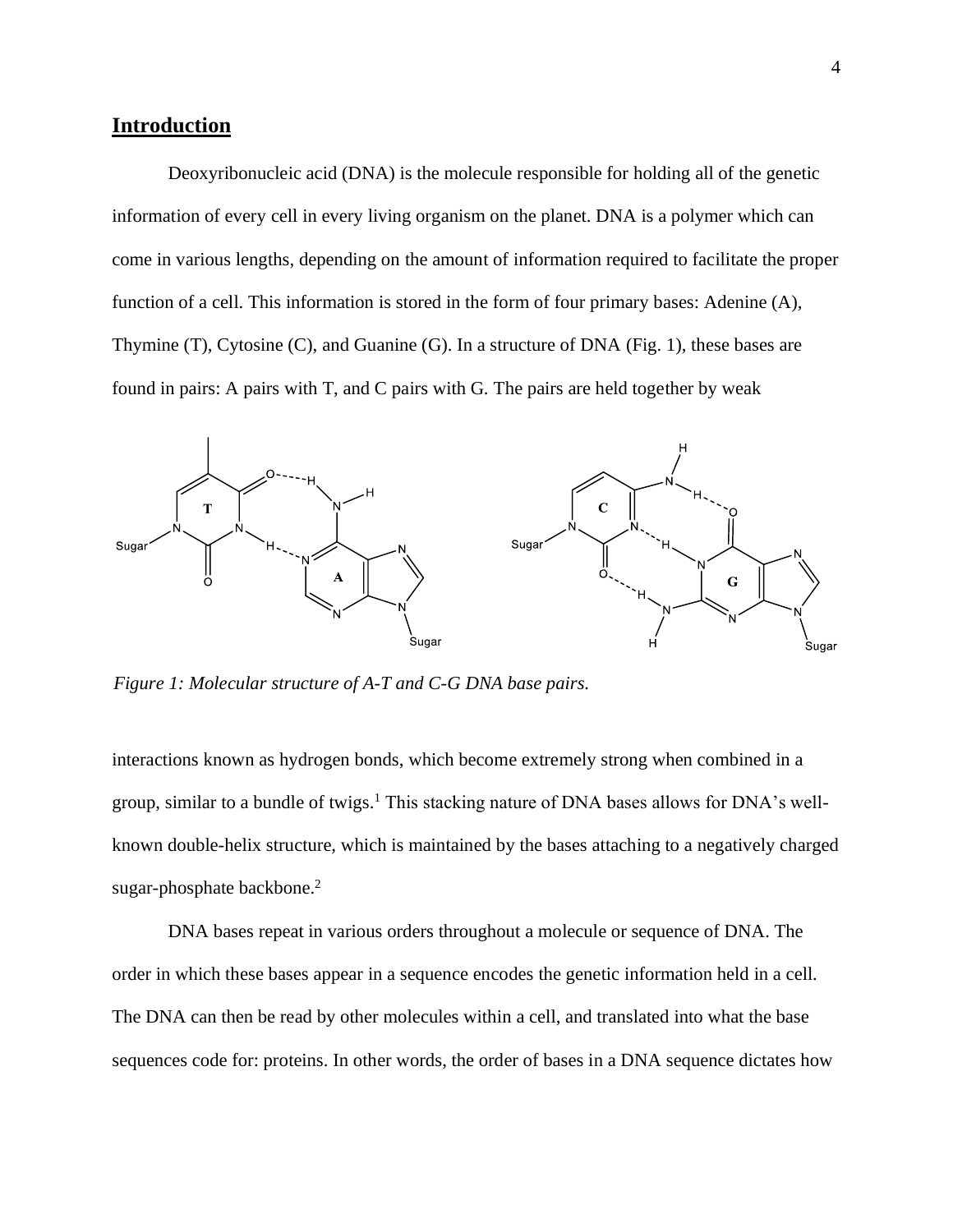## Introduction

Deoxyribonucleic acid (DNA) is the molecule responsible for holding all of the genetic information of every cell in every living organism on the planet. DNA is a polymer which can come in various lengths, depending on the amount of information required to facilitate the proper function of a cell. This information is stored in the form of four primary bases: Adenine (A), Thymine (T), Cytosine (C), and Guanine (G). In a structure of DNA (Fig. 1), these bases are found in pairs: A pairs with T, and C pairs with G. The pairs are held together by weak

*Figure 1: Molecular structure of A-T and C-G DNA base pairs.*

interactions known as hydrogen bonds, which become extremely strong when combined in a group, similar to a bundle of twigs.[1] This stacking nature of DNA bases allows for DNA's well-known double-helix structure, which is maintained by the bases attaching to a negatively charged sugar-phosphate backbone.[2]

DNA bases repeat in various orders throughout a molecule or sequence of DNA. The order in which these bases appear in a sequence encodes the genetic information held in a cell. The DNA can then be read by other molecules within a cell, and translated into what the base sequences code for: proteins. In other words, the order of bases in a DNA sequence dictates how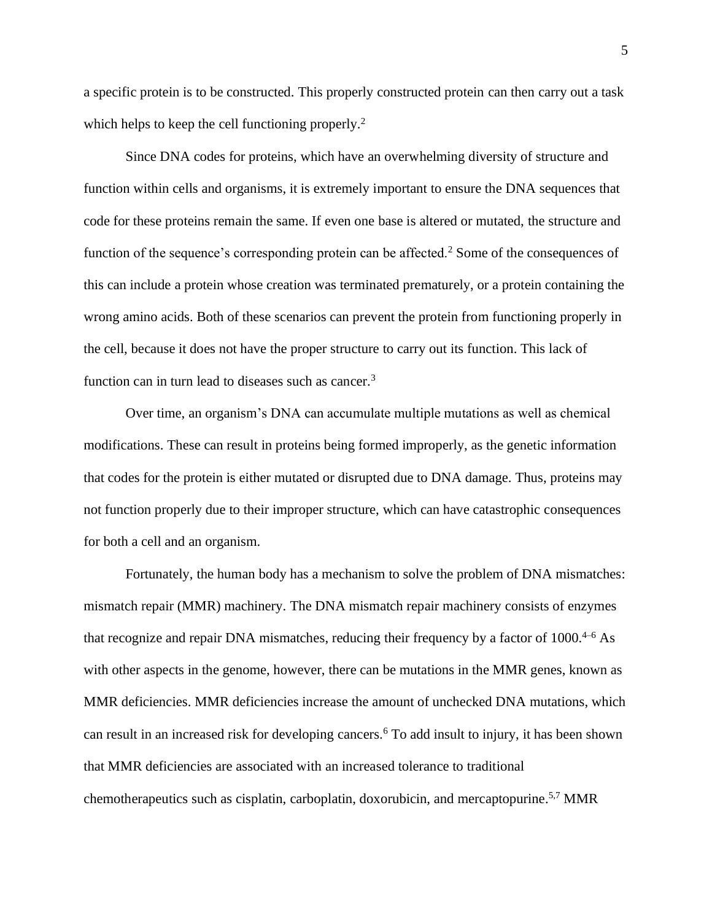a specific protein is to be constructed. This properly constructed protein can then carry out a task which helps to keep the cell functioning properly.[2]

Since DNA codes for proteins, which have an overwhelming diversity of structure and function within cells and organisms, it is extremely important to ensure the DNA sequences that code for these proteins remain the same. If even one base is altered or mutated, the structure and function of the sequence's corresponding protein can be affected.[2] Some of the consequences of this can include a protein whose creation was terminated prematurely, or a protein containing the wrong amino acids. Both of these scenarios can prevent the protein from functioning properly in the cell, because it does not have the proper structure to carry out its function. This lack of function can in turn lead to diseases such as cancer.[3]

Over time, an organism's DNA can accumulate multiple mutations as well as chemical modifications. These can result in proteins being formed improperly, as the genetic information that codes for the protein is either mutated or disrupted due to DNA damage. Thus, proteins may not function properly due to their improper structure, which can have catastrophic consequences for both a cell and an organism.

Fortunately, the human body has a mechanism to solve the problem of DNA mismatches: mismatch repair (MMR) machinery. The DNA mismatch repair machinery consists of enzymes that recognize and repair DNA mismatches, reducing their frequency by a factor of 1000.[4–6] As with other aspects in the genome, however, there can be mutations in the MMR genes, known as MMR deficiencies. MMR deficiencies increase the amount of unchecked DNA mutations, which can result in an increased risk for developing cancers.[6] To add insult to injury, it has been shown that MMR deficiencies are associated with an increased tolerance to traditional chemotherapeutics such as cisplatin, carboplatin, doxorubicin, and mercaptopurine.[5,7] MMR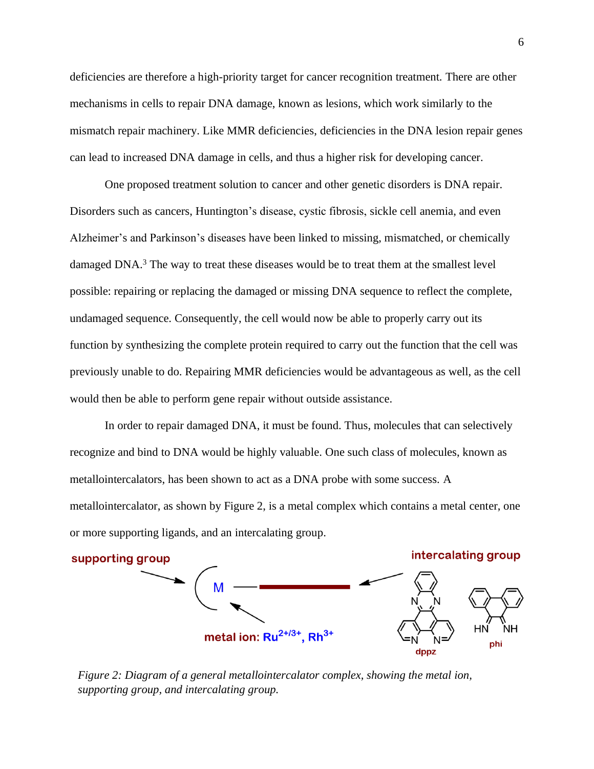deficiencies are therefore a high-priority target for cancer recognition treatment. There are other mechanisms in cells to repair DNA damage, known as lesions, which work similarly to the mismatch repair machinery. Like MMR deficiencies, deficiencies in the DNA lesion repair genes can lead to increased DNA damage in cells, and thus a higher risk for developing cancer.

One proposed treatment solution to cancer and other genetic disorders is DNA repair. Disorders such as cancers, Huntington's disease, cystic fibrosis, sickle cell anemia, and even Alzheimer's and Parkinson's diseases have been linked to missing, mismatched, or chemically damaged DNA.[3] The way to treat these diseases would be to treat them at the smallest level possible: repairing or replacing the damaged or missing DNA sequence to reflect the complete, undamaged sequence. Consequently, the cell would now be able to properly carry out its function by synthesizing the complete protein required to carry out the function that the cell was previously unable to do. Repairing MMR deficiencies would be advantageous as well, as the cell would then be able to perform gene repair without outside assistance.

In order to repair damaged DNA, it must be found. Thus, molecules that can selectively recognize and bind to DNA would be highly valuable. One such class of molecules, known as metallointercalators, has been shown to act as a DNA probe with some success. A metallointercalator, as shown by Figure 2, is a metal complex which contains a metal center, one or more supporting ligands, and an intercalating group.

supporting group — M — intercalating group

metal ion: $Ru^{2+/3+}$, $Rh^{3+}$

dppz    phi

*Figure 2: Diagram of a general metallointercalator complex, showing the metal ion, supporting group, and intercalating group.*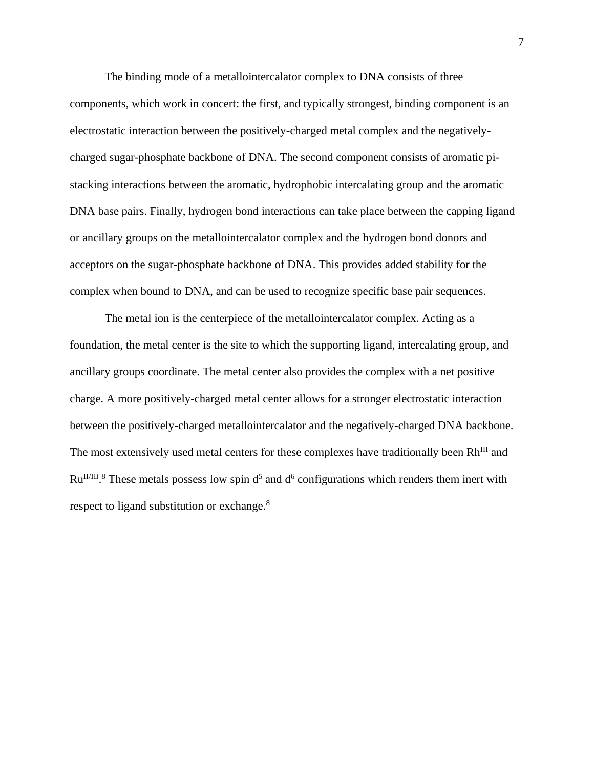The binding mode of a metallointercalator complex to DNA consists of three components, which work in concert: the first, and typically strongest, binding component is an electrostatic interaction between the positively-charged metal complex and the negatively-charged sugar-phosphate backbone of DNA. The second component consists of aromatic pi-stacking interactions between the aromatic, hydrophobic intercalating group and the aromatic DNA base pairs. Finally, hydrogen bond interactions can take place between the capping ligand or ancillary groups on the metallointercalator complex and the hydrogen bond donors and acceptors on the sugar-phosphate backbone of DNA. This provides added stability for the complex when bound to DNA, and can be used to recognize specific base pair sequences.

The metal ion is the centerpiece of the metallointercalator complex. Acting as a foundation, the metal center is the site to which the supporting ligand, intercalating group, and ancillary groups coordinate. The metal center also provides the complex with a net positive charge. A more positively-charged metal center allows for a stronger electrostatic interaction between the positively-charged metallointercalator and the negatively-charged DNA backbone. The most extensively used metal centers for these complexes have traditionally been $Rh^{III}$ and $Ru^{II/III}$.[8] These metals possess low spin $d^5$ and $d^6$ configurations which renders them inert with respect to ligand substitution or exchange.[8]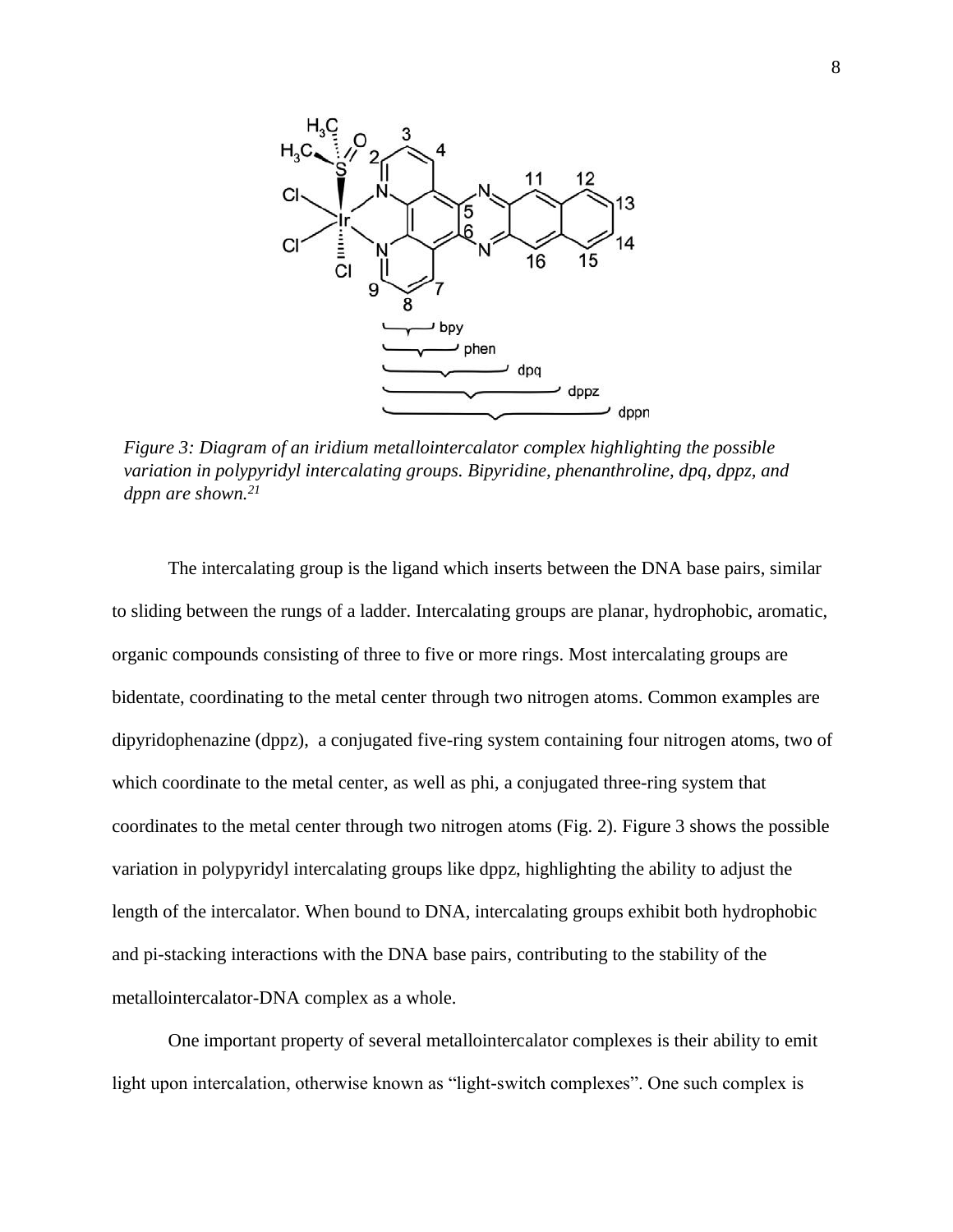*Figure 3: Diagram of an iridium metallointercalator complex highlighting the possible variation in polypyridyl intercalating groups. Bipyridine, phenanthroline, dpq, dppz, and dppn are shown.[21]*

The intercalating group is the ligand which inserts between the DNA base pairs, similar to sliding between the rungs of a ladder. Intercalating groups are planar, hydrophobic, aromatic, organic compounds consisting of three to five or more rings. Most intercalating groups are bidentate, coordinating to the metal center through two nitrogen atoms. Common examples are dipyridophenazine (dppz), a conjugated five-ring system containing four nitrogen atoms, two of which coordinate to the metal center, as well as phi, a conjugated three-ring system that coordinates to the metal center through two nitrogen atoms (Fig. 2). Figure 3 shows the possible variation in polypyridyl intercalating groups like dppz, highlighting the ability to adjust the length of the intercalator. When bound to DNA, intercalating groups exhibit both hydrophobic and pi-stacking interactions with the DNA base pairs, contributing to the stability of the metallointercalator-DNA complex as a whole.

One important property of several metallointercalator complexes is their ability to emit light upon intercalation, otherwise known as "light-switch complexes". One such complex is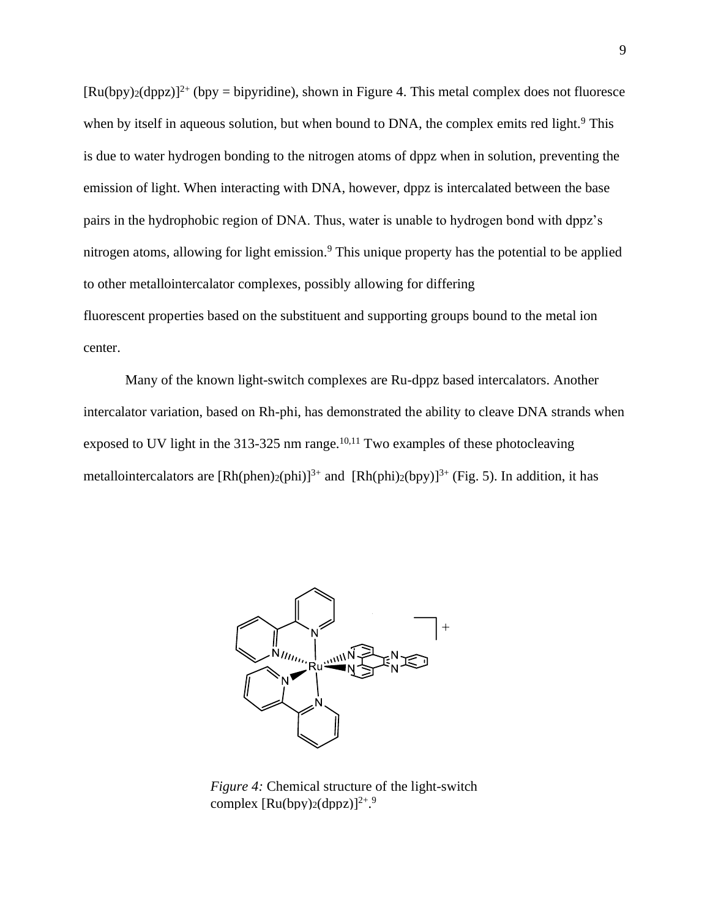$[Ru(bpy)_2(dppz)]^{2+}$ (bpy = bipyridine), shown in Figure 4. This metal complex does not fluoresce when by itself in aqueous solution, but when bound to DNA, the complex emits red light.[9] This is due to water hydrogen bonding to the nitrogen atoms of dppz when in solution, preventing the emission of light. When interacting with DNA, however, dppz is intercalated between the base pairs in the hydrophobic region of DNA. Thus, water is unable to hydrogen bond with dppz's nitrogen atoms, allowing for light emission.[9] This unique property has the potential to be applied to other metallointercalator complexes, possibly allowing for differing fluorescent properties based on the substituent and supporting groups bound to the metal ion center.

Many of the known light-switch complexes are Ru-dppz based intercalators. Another intercalator variation, based on Rh-phi, has demonstrated the ability to cleave DNA strands when exposed to UV light in the 313-325 nm range.[10,11] Two examples of these photocleaving metallointercalators are $[Rh(phen)_2(phi)]^{3+}$ and $[Rh(phi)_2(bpy)]^{3+}$ (Fig. 5). In addition, it has

*Figure 4:* Chemical structure of the light-switch complex $[Ru(bpy)_2(dppz)]^{2+}$.[9]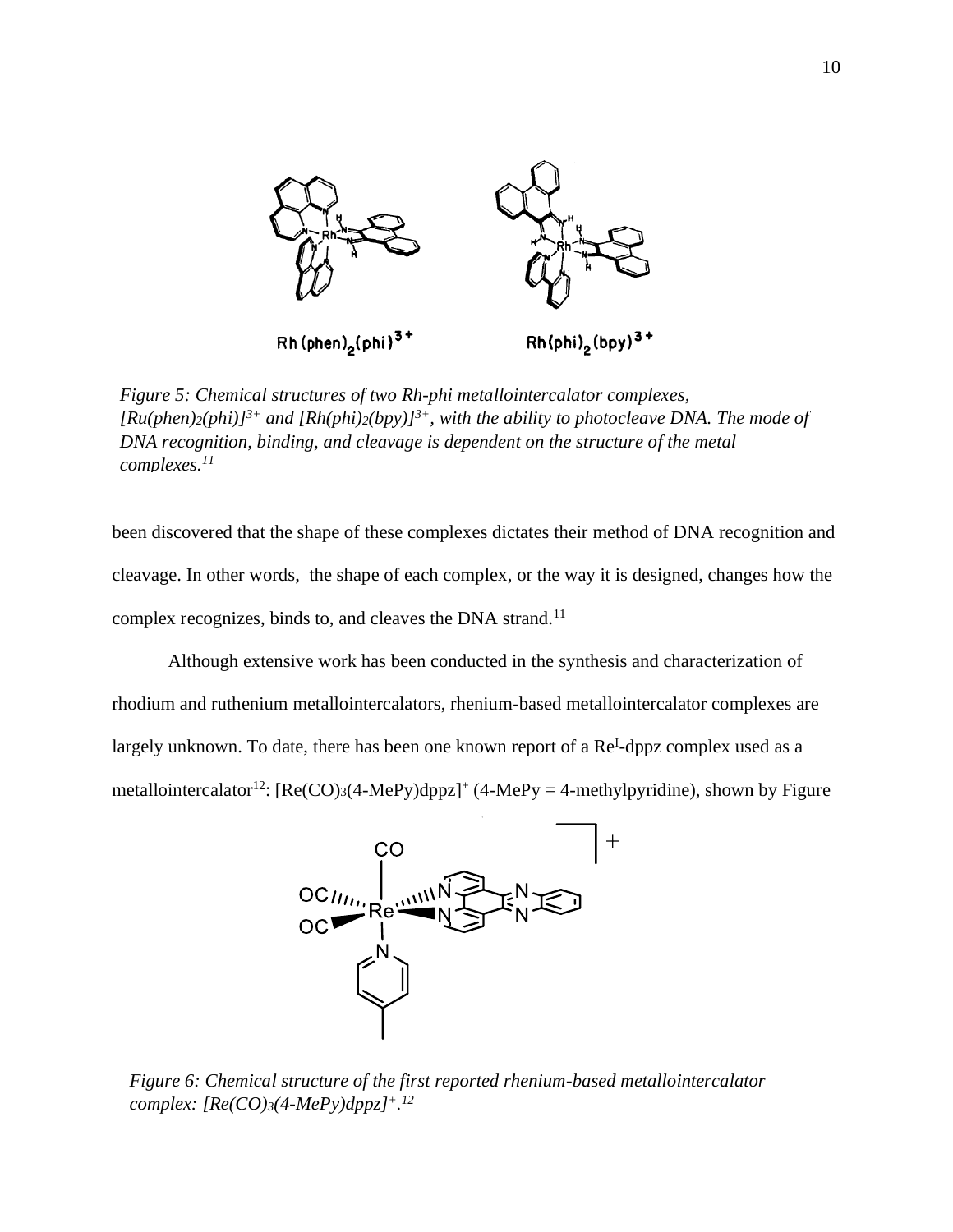*Figure 5: Chemical structures of two Rh-phi metallointercalator complexes, $[Ru(phen)_2(phi)]^{3+}$ and $[Rh(phi)_2(bpy)]^{3+}$, with the ability to photocleave DNA. The mode of DNA recognition, binding, and cleavage is dependent on the structure of the metal complexes.[11]*

been discovered that the shape of these complexes dictates their method of DNA recognition and cleavage. In other words, the shape of each complex, or the way it is designed, changes how the complex recognizes, binds to, and cleaves the DNA strand.[11]

Although extensive work has been conducted in the synthesis and characterization of rhodium and ruthenium metallointercalators, rhenium-based metallointercalator complexes are largely unknown. To date, there has been one known report of a $Re^{I}$-dppz complex used as a metallointercalator[12]: $[Re(CO)_3(4\text{-}MePy)dppz]^+$ (4-MePy = 4-methylpyridine), shown by Figure

*Figure 6: Chemical structure of the first reported rhenium-based metallointercalator complex: $[Re(CO)_3(4\text{-}MePy)dppz]^+$.[12]*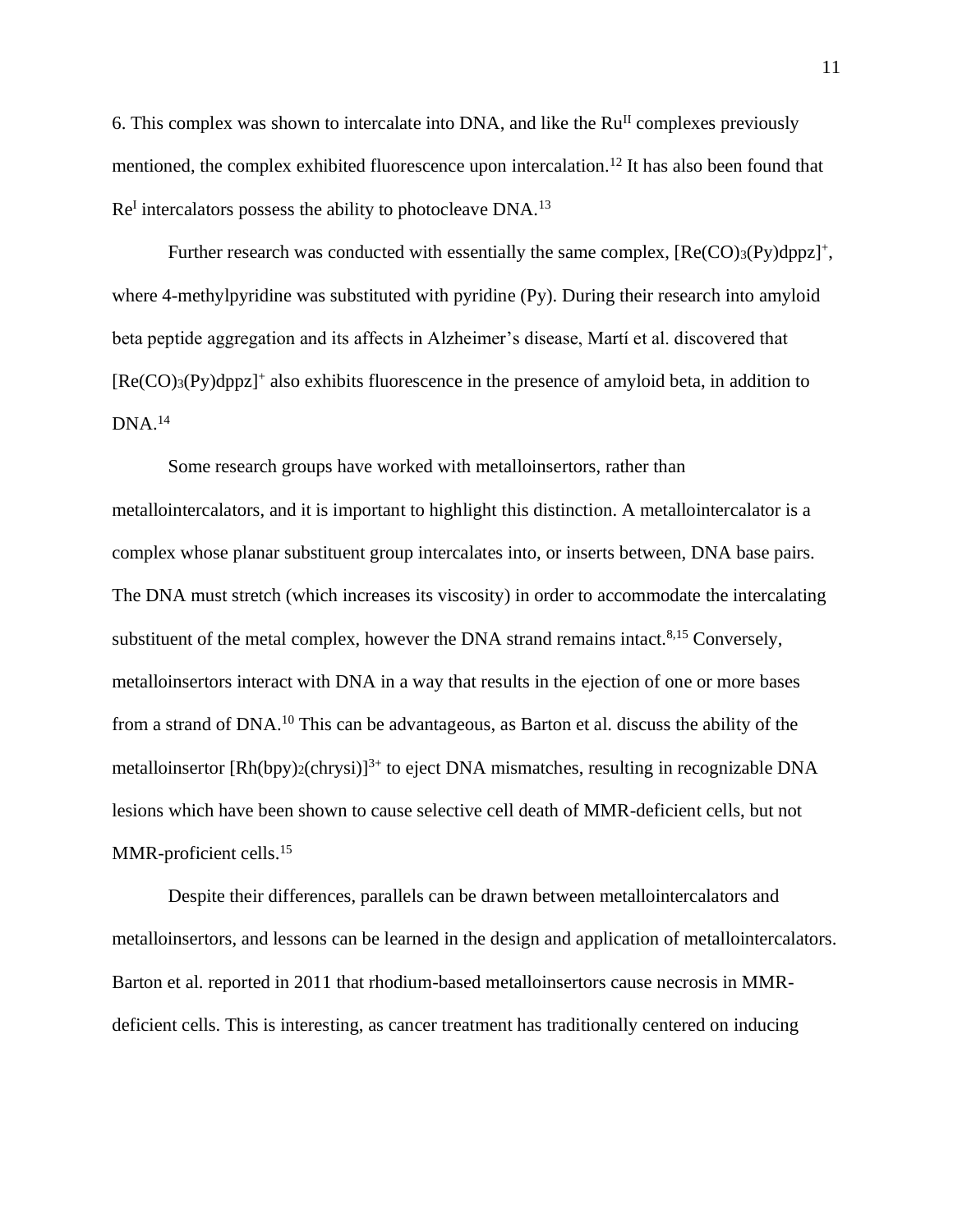6. This complex was shown to intercalate into DNA, and like the $Ru^{II}$ complexes previously mentioned, the complex exhibited fluorescence upon intercalation.[12] It has also been found that $Re^{I}$ intercalators possess the ability to photocleave DNA.[13]

Further research was conducted with essentially the same complex, $[Re(CO)_3(Py)dppz]^+$, where 4-methylpyridine was substituted with pyridine (Py). During their research into amyloid beta peptide aggregation and its affects in Alzheimer's disease, Martí et al. discovered that $[Re(CO)_3(Py)dppz]^+$ also exhibits fluorescence in the presence of amyloid beta, in addition to DNA.[14]

Some research groups have worked with metalloinsertors, rather than metallointercalators, and it is important to highlight this distinction. A metallointercalator is a complex whose planar substituent group intercalates into, or inserts between, DNA base pairs. The DNA must stretch (which increases its viscosity) in order to accommodate the intercalating substituent of the metal complex, however the DNA strand remains intact.[8,15] Conversely, metalloinsertors interact with DNA in a way that results in the ejection of one or more bases from a strand of DNA.[10] This can be advantageous, as Barton et al. discuss the ability of the metalloinsertor $[Rh(bpy)_2(chrysi)]^{3+}$ to eject DNA mismatches, resulting in recognizable DNA lesions which have been shown to cause selective cell death of MMR-deficient cells, but not MMR-proficient cells.[15]

Despite their differences, parallels can be drawn between metallointercalators and metalloinsertors, and lessons can be learned in the design and application of metallointercalators. Barton et al. reported in 2011 that rhodium-based metalloinsertors cause necrosis in MMR-deficient cells. This is interesting, as cancer treatment has traditionally centered on inducing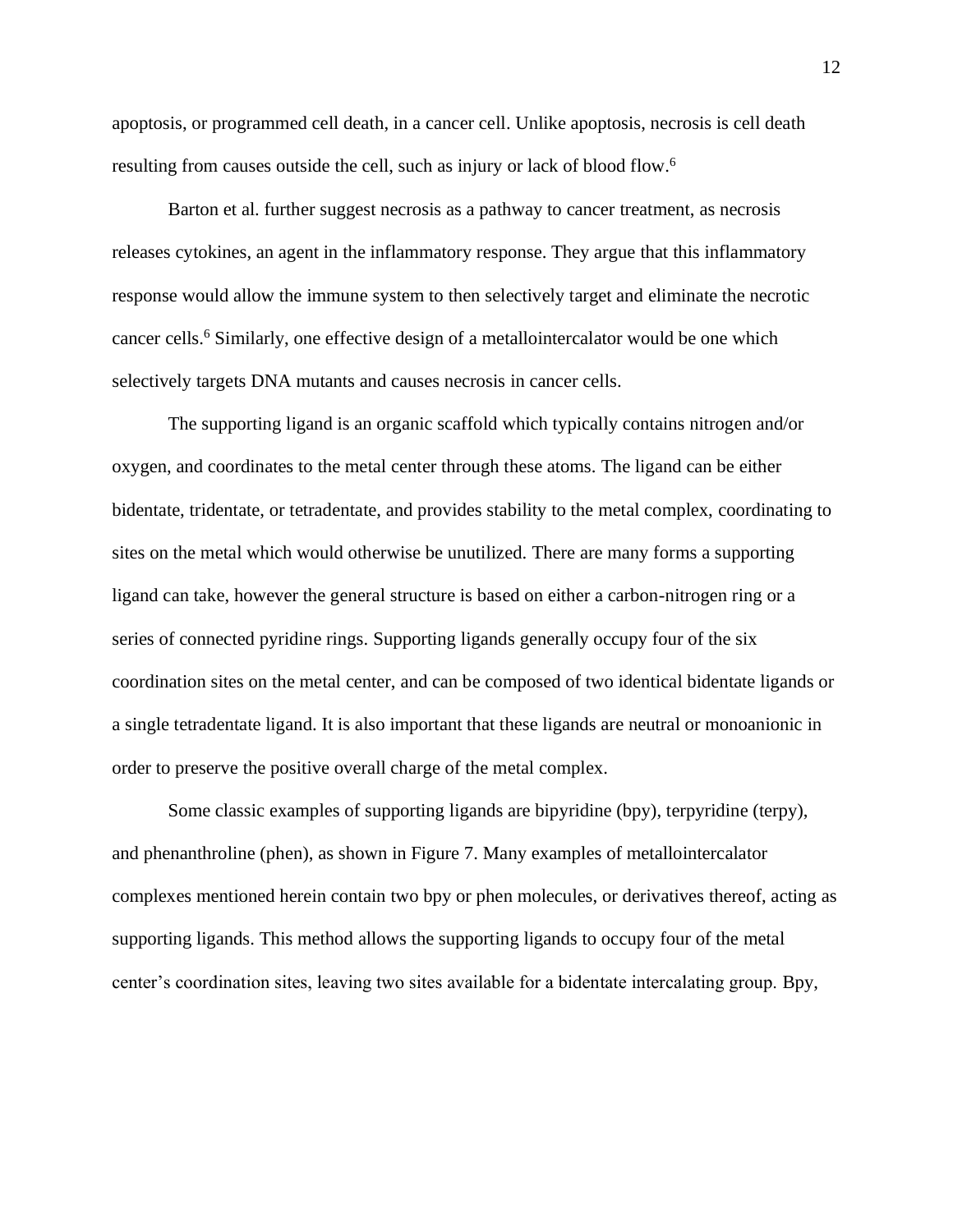apoptosis, or programmed cell death, in a cancer cell. Unlike apoptosis, necrosis is cell death resulting from causes outside the cell, such as injury or lack of blood flow.[6]

Barton et al. further suggest necrosis as a pathway to cancer treatment, as necrosis releases cytokines, an agent in the inflammatory response. They argue that this inflammatory response would allow the immune system to then selectively target and eliminate the necrotic cancer cells.[6] Similarly, one effective design of a metallointercalator would be one which selectively targets DNA mutants and causes necrosis in cancer cells.

The supporting ligand is an organic scaffold which typically contains nitrogen and/or oxygen, and coordinates to the metal center through these atoms. The ligand can be either bidentate, tridentate, or tetradentate, and provides stability to the metal complex, coordinating to sites on the metal which would otherwise be unutilized. There are many forms a supporting ligand can take, however the general structure is based on either a carbon-nitrogen ring or a series of connected pyridine rings. Supporting ligands generally occupy four of the six coordination sites on the metal center, and can be composed of two identical bidentate ligands or a single tetradentate ligand. It is also important that these ligands are neutral or monoanionic in order to preserve the positive overall charge of the metal complex.

Some classic examples of supporting ligands are bipyridine (bpy), terpyridine (terpy), and phenanthroline (phen), as shown in Figure 7. Many examples of metallointercalator complexes mentioned herein contain two bpy or phen molecules, or derivatives thereof, acting as supporting ligands. This method allows the supporting ligands to occupy four of the metal center's coordination sites, leaving two sites available for a bidentate intercalating group. Bpy,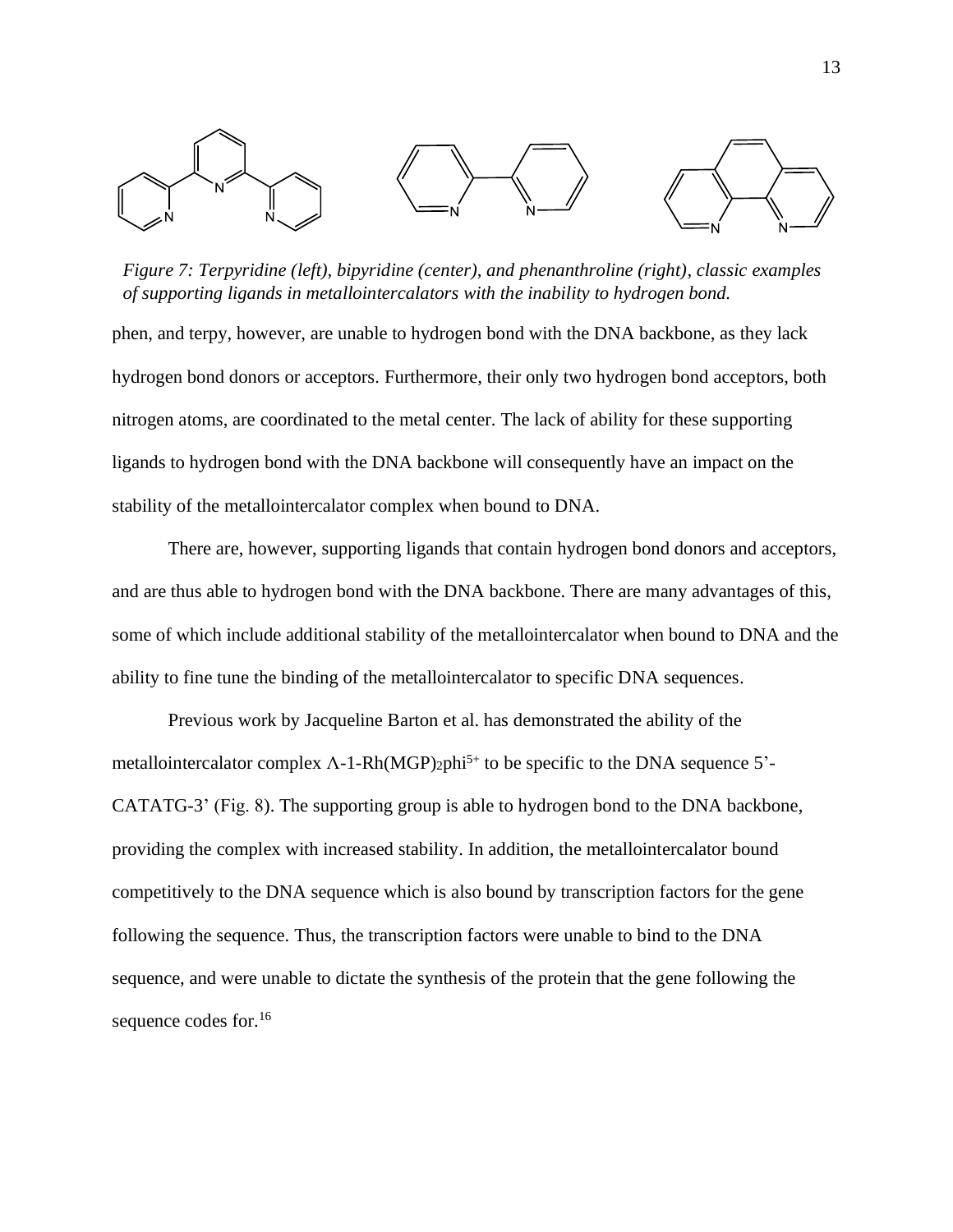*Figure 7: Terpyridine (left), bipyridine (center), and phenanthroline (right), classic examples of supporting ligands in metallointercalators with the inability to hydrogen bond.*

phen, and terpy, however, are unable to hydrogen bond with the DNA backbone, as they lack hydrogen bond donors or acceptors. Furthermore, their only two hydrogen bond acceptors, both nitrogen atoms, are coordinated to the metal center. The lack of ability for these supporting ligands to hydrogen bond with the DNA backbone will consequently have an impact on the stability of the metallointercalator complex when bound to DNA.

There are, however, supporting ligands that contain hydrogen bond donors and acceptors, and are thus able to hydrogen bond with the DNA backbone. There are many advantages of this, some of which include additional stability of the metallointercalator when bound to DNA and the ability to fine tune the binding of the metallointercalator to specific DNA sequences.

Previous work by Jacqueline Barton et al. has demonstrated the ability of the metallointercalator complex $\Lambda$-1-Rh(MGP)$_2$phi$^{5+}$ to be specific to the DNA sequence 5'-CATATG-3' (Fig. 8). The supporting group is able to hydrogen bond to the DNA backbone, providing the complex with increased stability. In addition, the metallointercalator bound competitively to the DNA sequence which is also bound by transcription factors for the gene following the sequence. Thus, the transcription factors were unable to bind to the DNA sequence, and were unable to dictate the synthesis of the protein that the gene following the sequence codes for.[16]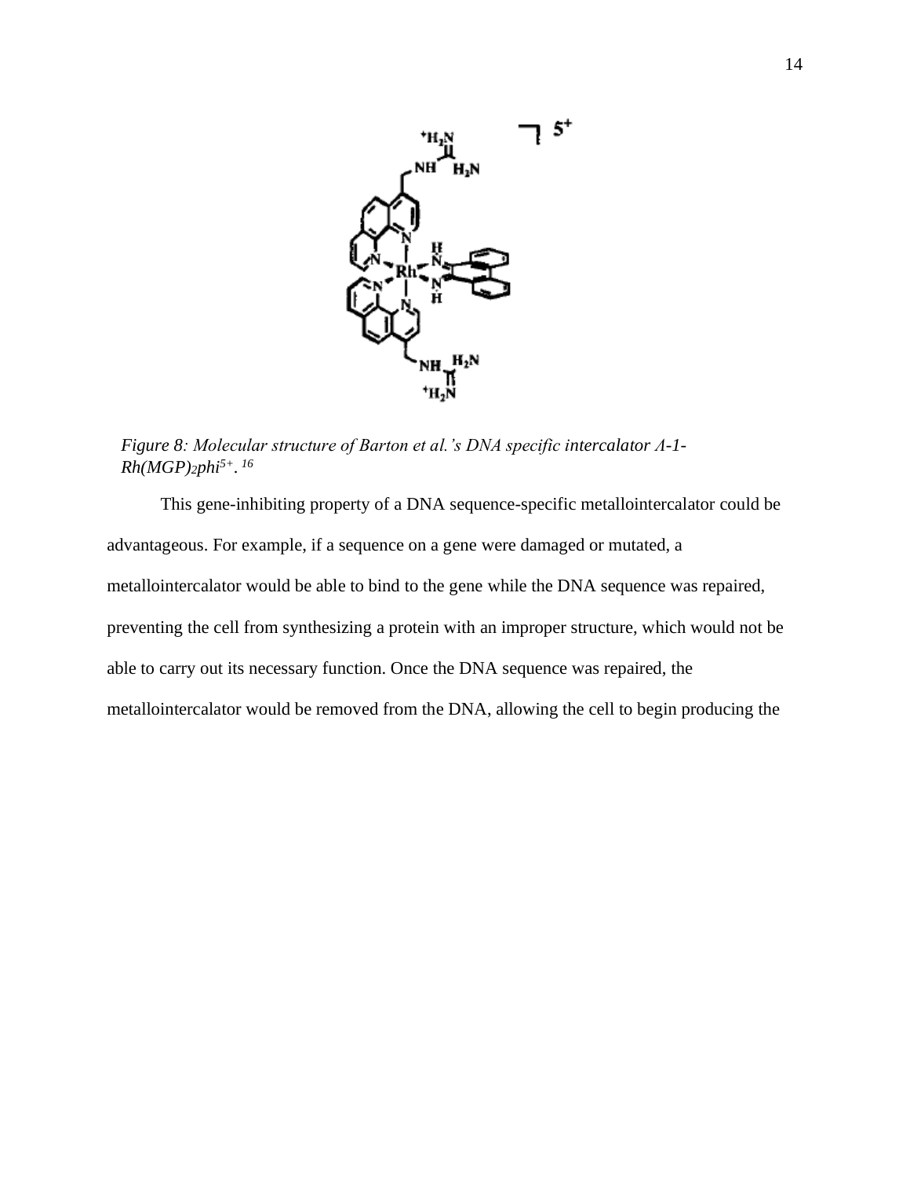*Figure 8: Molecular structure of Barton et al.'s DNA specific intercalator Λ-1-$Rh(MGP)_2phi^{5+}$.* [16]

This gene-inhibiting property of a DNA sequence-specific metallointercalator could be advantageous. For example, if a sequence on a gene were damaged or mutated, a metallointercalator would be able to bind to the gene while the DNA sequence was repaired, preventing the cell from synthesizing a protein with an improper structure, which would not be able to carry out its necessary function. Once the DNA sequence was repaired, the metallointercalator would be removed from the DNA, allowing the cell to begin producing the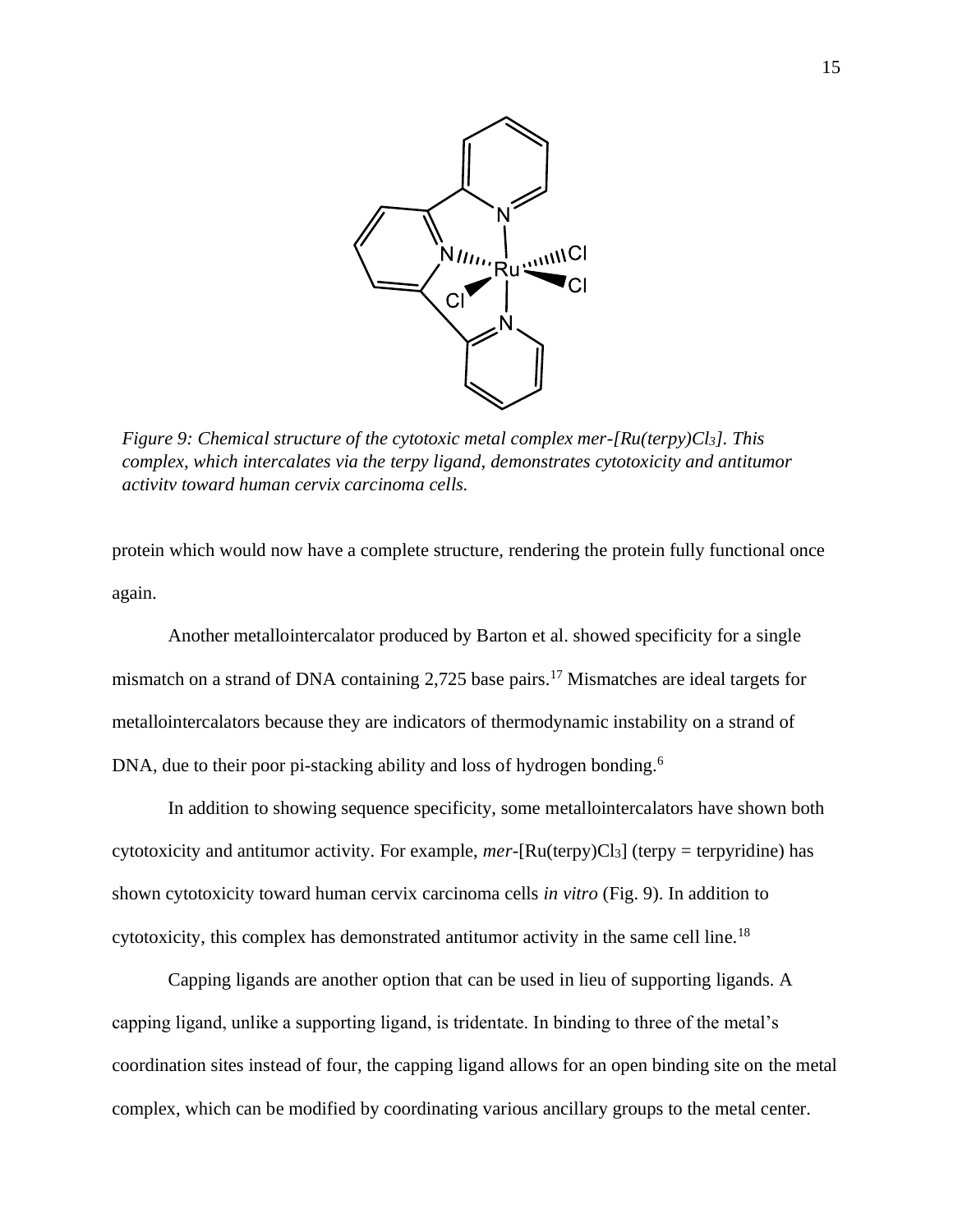*Figure 9: Chemical structure of the cytotoxic metal complex mer-[Ru(terpy)$Cl_3$]. This complex, which intercalates via the terpy ligand, demonstrates cytotoxicity and antitumor activity toward human cervix carcinoma cells.*

protein which would now have a complete structure, rendering the protein fully functional once again.

Another metallointercalator produced by Barton et al. showed specificity for a single mismatch on a strand of DNA containing 2,725 base pairs.[17] Mismatches are ideal targets for metallointercalators because they are indicators of thermodynamic instability on a strand of DNA, due to their poor pi-stacking ability and loss of hydrogen bonding.[6]

In addition to showing sequence specificity, some metallointercalators have shown both cytotoxicity and antitumor activity. For example, *mer*-[Ru(terpy)$Cl_3$] (terpy = terpyridine) has shown cytotoxicity toward human cervix carcinoma cells *in vitro* (Fig. 9). In addition to cytotoxicity, this complex has demonstrated antitumor activity in the same cell line.[18]

Capping ligands are another option that can be used in lieu of supporting ligands. A capping ligand, unlike a supporting ligand, is tridentate. In binding to three of the metal's coordination sites instead of four, the capping ligand allows for an open binding site on the metal complex, which can be modified by coordinating various ancillary groups to the metal center.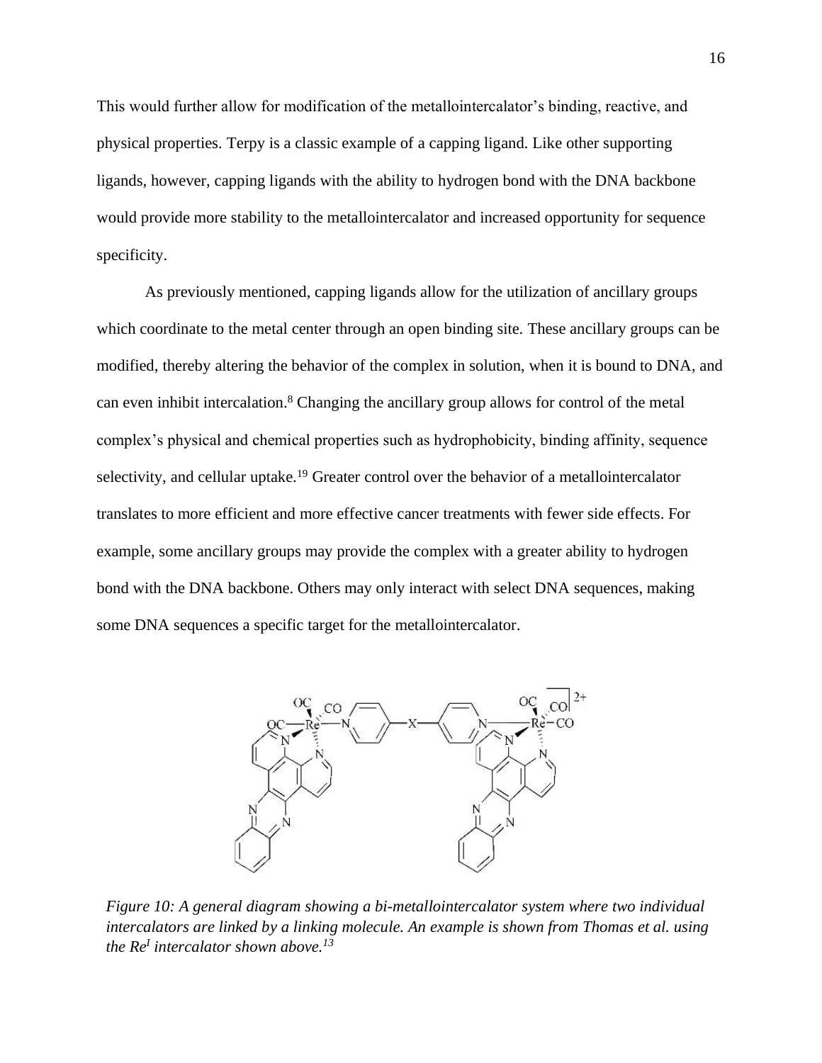This would further allow for modification of the metallointercalator's binding, reactive, and physical properties. Terpy is a classic example of a capping ligand. Like other supporting ligands, however, capping ligands with the ability to hydrogen bond with the DNA backbone would provide more stability to the metallointercalator and increased opportunity for sequence specificity.

As previously mentioned, capping ligands allow for the utilization of ancillary groups which coordinate to the metal center through an open binding site. These ancillary groups can be modified, thereby altering the behavior of the complex in solution, when it is bound to DNA, and can even inhibit intercalation.[8] Changing the ancillary group allows for control of the metal complex's physical and chemical properties such as hydrophobicity, binding affinity, sequence selectivity, and cellular uptake.[19] Greater control over the behavior of a metallointercalator translates to more efficient and more effective cancer treatments with fewer side effects. For example, some ancillary groups may provide the complex with a greater ability to hydrogen bond with the DNA backbone. Others may only interact with select DNA sequences, making some DNA sequences a specific target for the metallointercalator.

*Figure 10: A general diagram showing a bi-metallointercalator system where two individual intercalators are linked by a linking molecule. An example is shown from Thomas et al. using the $Re^{I}$ intercalator shown above.[13]*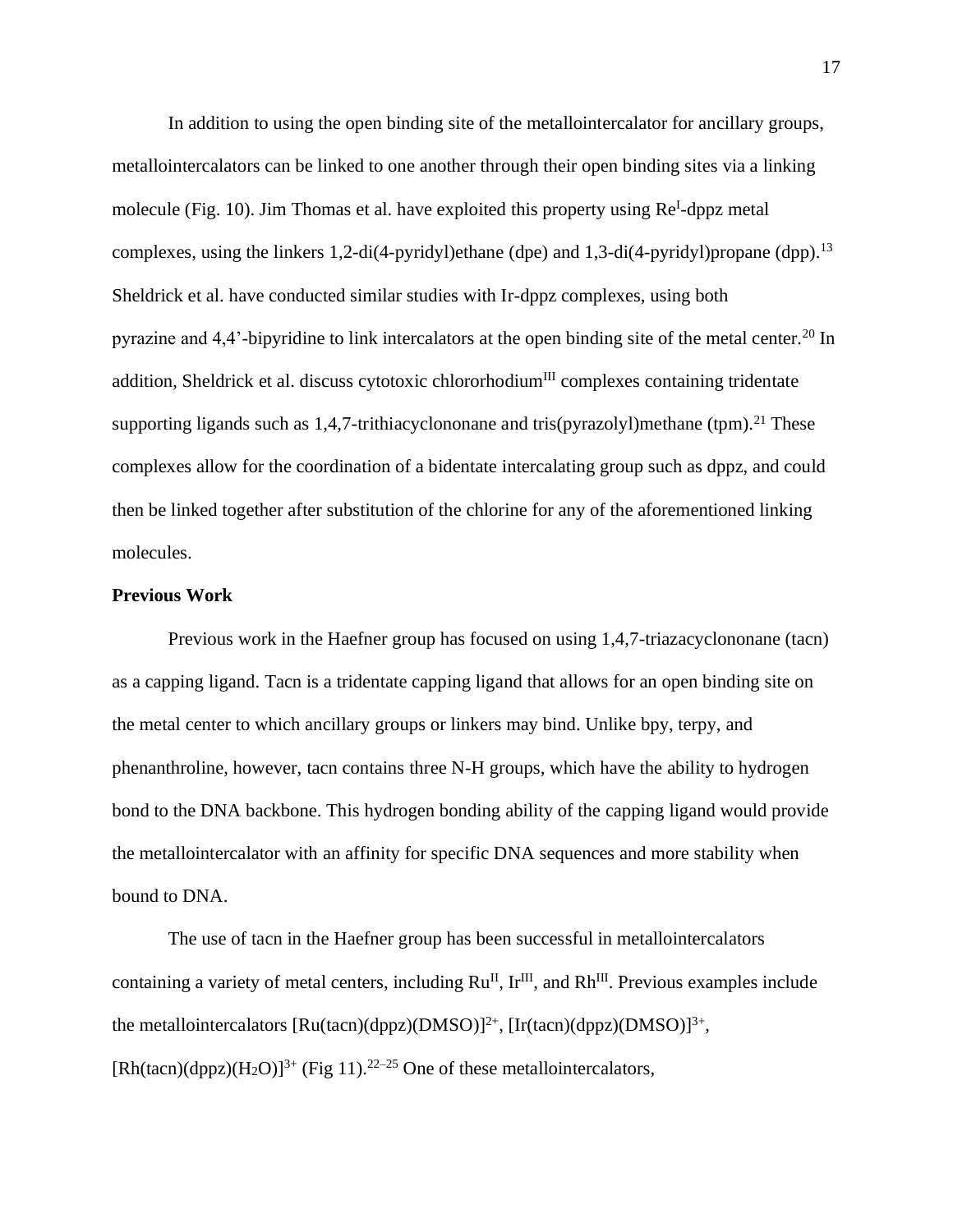In addition to using the open binding site of the metallointercalator for ancillary groups, metallointercalators can be linked to one another through their open binding sites via a linking molecule (Fig. 10). Jim Thomas et al. have exploited this property using $Re^{I}$-dppz metal complexes, using the linkers 1,2-di(4-pyridyl)ethane (dpe) and 1,3-di(4-pyridyl)propane (dpp).[13] Sheldrick et al. have conducted similar studies with Ir-dppz complexes, using both pyrazine and 4,4'-bipyridine to link intercalators at the open binding site of the metal center.[20] In addition, Sheldrick et al. discuss cytotoxic chlororhodium$^{III}$ complexes containing tridentate supporting ligands such as 1,4,7-trithiacyclononane and tris(pyrazolyl)methane (tpm).[21] These complexes allow for the coordination of a bidentate intercalating group such as dppz, and could then be linked together after substitution of the chlorine for any of the aforementioned linking molecules.

**Previous Work**

Previous work in the Haefner group has focused on using 1,4,7-triazacyclononane (tacn) as a capping ligand. Tacn is a tridentate capping ligand that allows for an open binding site on the metal center to which ancillary groups or linkers may bind. Unlike bpy, terpy, and phenanthroline, however, tacn contains three N-H groups, which have the ability to hydrogen bond to the DNA backbone. This hydrogen bonding ability of the capping ligand would provide the metallointercalator with an affinity for specific DNA sequences and more stability when bound to DNA.

The use of tacn in the Haefner group has been successful in metallointercalators containing a variety of metal centers, including $Ru^{II}$, $Ir^{III}$, and $Rh^{III}$. Previous examples include the metallointercalators $[Ru(tacn)(dppz)(DMSO)]^{2+}$, $[Ir(tacn)(dppz)(DMSO)]^{3+}$, $[Rh(tacn)(dppz)(H_2O)]^{3+}$ (Fig 11).[22–25] One of these metallointercalators,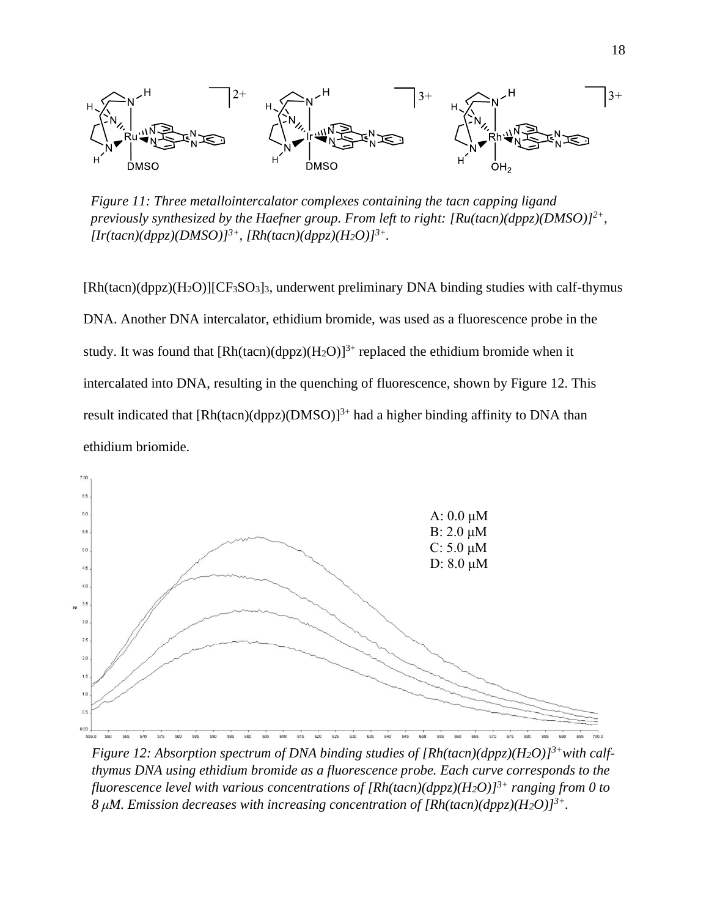*Figure 11: Three metallointercalator complexes containing the tacn capping ligand previously synthesized by the Haefner group. From left to right: $[Ru(tacn)(dppz)(DMSO)]^{2+}$, $[Ir(tacn)(dppz)(DMSO)]^{3+}$, $[Rh(tacn)(dppz)(H_2O)]^{3+}$.*

$[Rh(tacn)(dppz)(H_2O)][CF_3SO_3]_3$, underwent preliminary DNA binding studies with calf-thymus DNA. Another DNA intercalator, ethidium bromide, was used as a fluorescence probe in the study. It was found that $[Rh(tacn)(dppz)(H_2O)]^{3+}$ replaced the ethidium bromide when it intercalated into DNA, resulting in the quenching of fluorescence, shown by Figure 12. This result indicated that $[Rh(tacn)(dppz)(DMSO)]^{3+}$ had a higher binding affinity to DNA than ethidium briomide.

*Figure 12: Absorption spectrum of DNA binding studies of $[Rh(tacn)(dppz)(H_2O)]^{3+}$ with calf-thymus DNA using ethidium bromide as a fluorescence probe. Each curve corresponds to the fluorescence level with various concentrations of $[Rh(tacn)(dppz)(H_2O)]^{3+}$ ranging from 0 to 8 $\mu$M. Emission decreases with increasing concentration of $[Rh(tacn)(dppz)(H_2O)]^{3+}$.*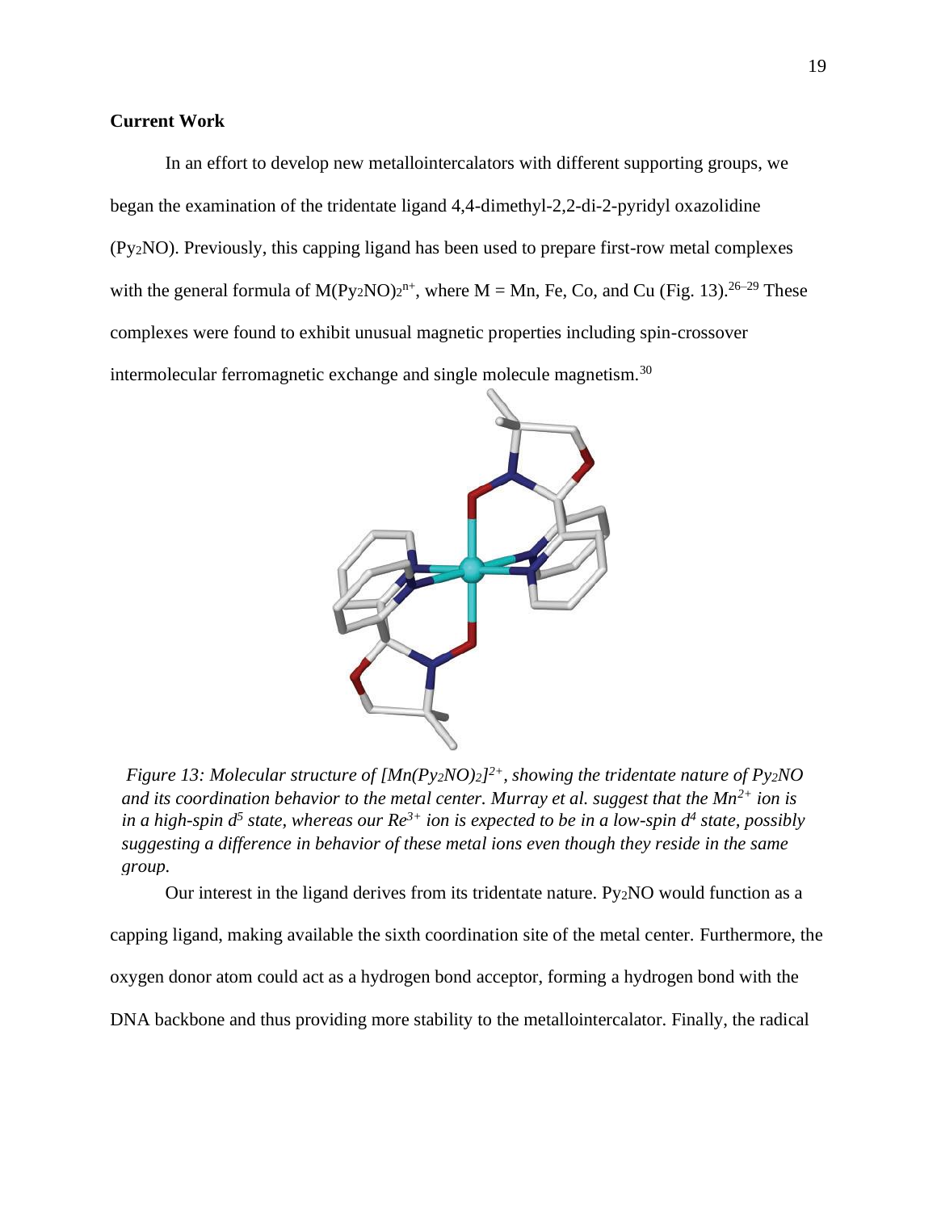## Current Work

In an effort to develop new metallointercalators with different supporting groups, we began the examination of the tridentate ligand 4,4-dimethyl-2,2-di-2-pyridyl oxazolidine ($Py_2NO$). Previously, this capping ligand has been used to prepare first-row metal complexes with the general formula of $M(Py_2NO)_2^{n+}$, where M = Mn, Fe, Co, and Cu (Fig. 13).[26–29] These complexes were found to exhibit unusual magnetic properties including spin-crossover intermolecular ferromagnetic exchange and single molecule magnetism.[30]

*Figure 13: Molecular structure of $[Mn(Py_2NO)_2]^{2+}$, showing the tridentate nature of $Py_2NO$ and its coordination behavior to the metal center. Murray et al. suggest that the $Mn^{2+}$ ion is in a high-spin $d^5$ state, whereas our $Re^{3+}$ ion is expected to be in a low-spin $d^4$ state, possibly suggesting a difference in behavior of these metal ions even though they reside in the same group.*

Our interest in the ligand derives from its tridentate nature. $Py_2NO$ would function as a capping ligand, making available the sixth coordination site of the metal center. Furthermore, the oxygen donor atom could act as a hydrogen bond acceptor, forming a hydrogen bond with the DNA backbone and thus providing more stability to the metallointercalator. Finally, the radical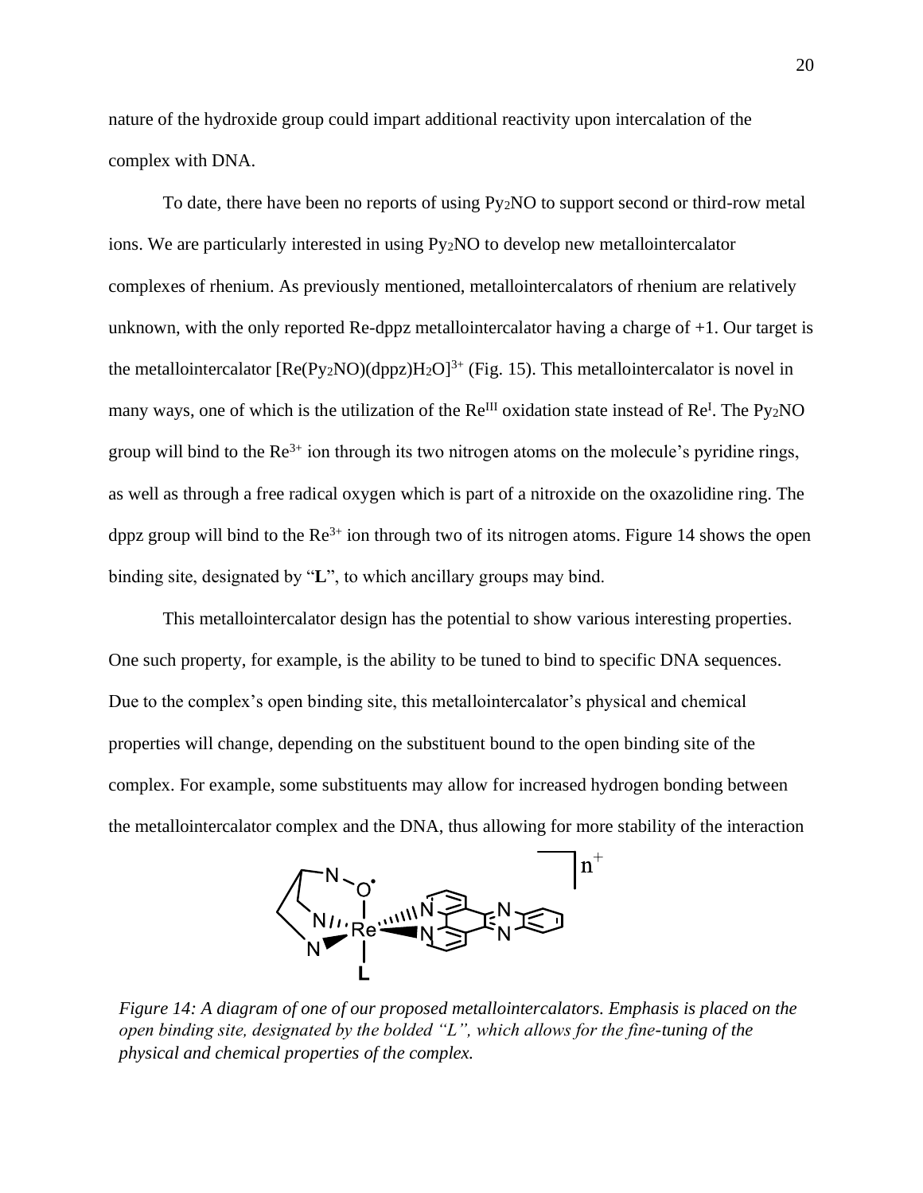nature of the hydroxide group could impart additional reactivity upon intercalation of the complex with DNA.

To date, there have been no reports of using $Py_2NO$ to support second or third-row metal ions. We are particularly interested in using $Py_2NO$ to develop new metallointercalator complexes of rhenium. As previously mentioned, metallointercalators of rhenium are relatively unknown, with the only reported Re-dppz metallointercalator having a charge of +1. Our target is the metallointercalator $[Re(Py_2NO)(dppz)H_2O]^{3+}$ (Fig. 15). This metallointercalator is novel in many ways, one of which is the utilization of the $Re^{III}$ oxidation state instead of $Re^{I}$. The $Py_2NO$ group will bind to the $Re^{3+}$ ion through its two nitrogen atoms on the molecule's pyridine rings, as well as through a free radical oxygen which is part of a nitroxide on the oxazolidine ring. The dppz group will bind to the $Re^{3+}$ ion through two of its nitrogen atoms. Figure 14 shows the open binding site, designated by "**L**", to which ancillary groups may bind.

This metallointercalator design has the potential to show various interesting properties. One such property, for example, is the ability to be tuned to bind to specific DNA sequences. Due to the complex's open binding site, this metallointercalator's physical and chemical properties will change, depending on the substituent bound to the open binding site of the complex. For example, some substituents may allow for increased hydrogen bonding between the metallointercalator complex and the DNA, thus allowing for more stability of the interaction

*Figure 14: A diagram of one of our proposed metallointercalators. Emphasis is placed on the open binding site, designated by the bolded "L", which allows for the fine-tuning of the physical and chemical properties of the complex.*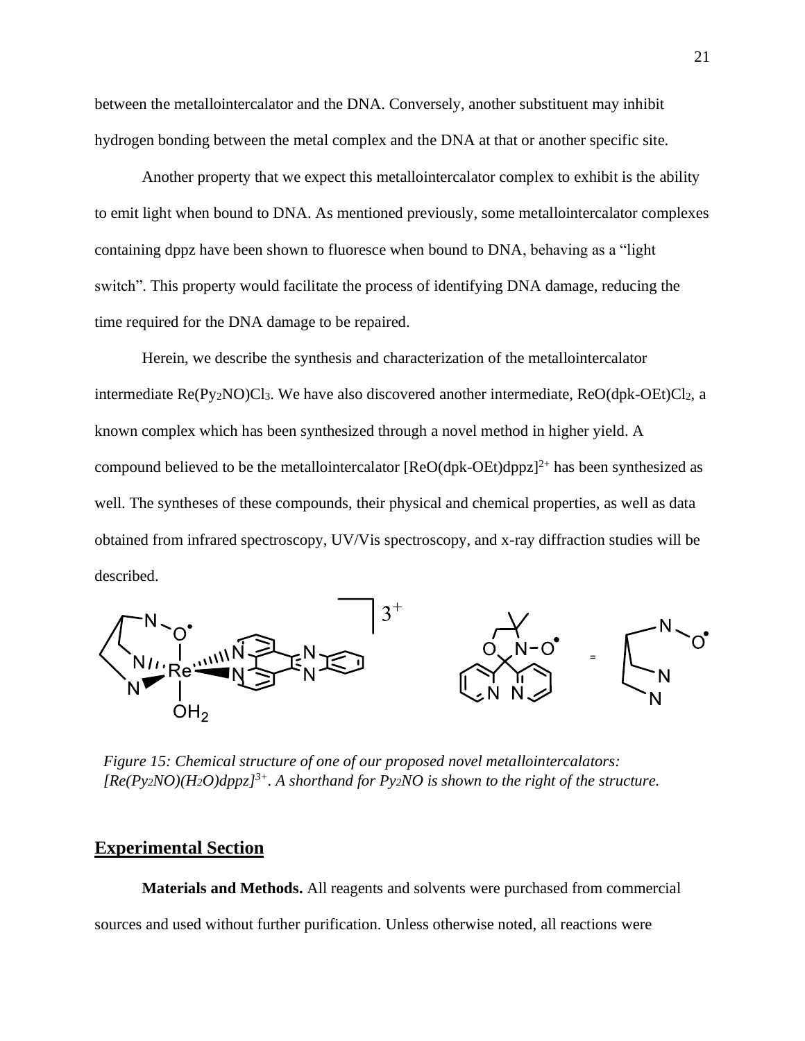between the metallointercalator and the DNA. Conversely, another substituent may inhibit hydrogen bonding between the metal complex and the DNA at that or another specific site.

Another property that we expect this metallointercalator complex to exhibit is the ability to emit light when bound to DNA. As mentioned previously, some metallointercalator complexes containing dppz have been shown to fluoresce when bound to DNA, behaving as a "light switch". This property would facilitate the process of identifying DNA damage, reducing the time required for the DNA damage to be repaired.

Herein, we describe the synthesis and characterization of the metallointercalator intermediate $Re(Py_2NO)Cl_3$. We have also discovered another intermediate, $ReO(dpk\text{-}OEt)Cl_2$, a known complex which has been synthesized through a novel method in higher yield. A compound believed to be the metallointercalator $[ReO(dpk\text{-}OEt)dppz]^{2+}$ has been synthesized as well. The syntheses of these compounds, their physical and chemical properties, as well as data obtained from infrared spectroscopy, UV/Vis spectroscopy, and x-ray diffraction studies will be described.

*Figure 15: Chemical structure of one of our proposed novel metallointercalators: $[Re(Py_2NO)(H_2O)dppz]^{3+}$. A shorthand for $Py_2NO$ is shown to the right of the structure.*

## Experimental Section

**Materials and Methods.** All reagents and solvents were purchased from commercial sources and used without further purification. Unless otherwise noted, all reactions were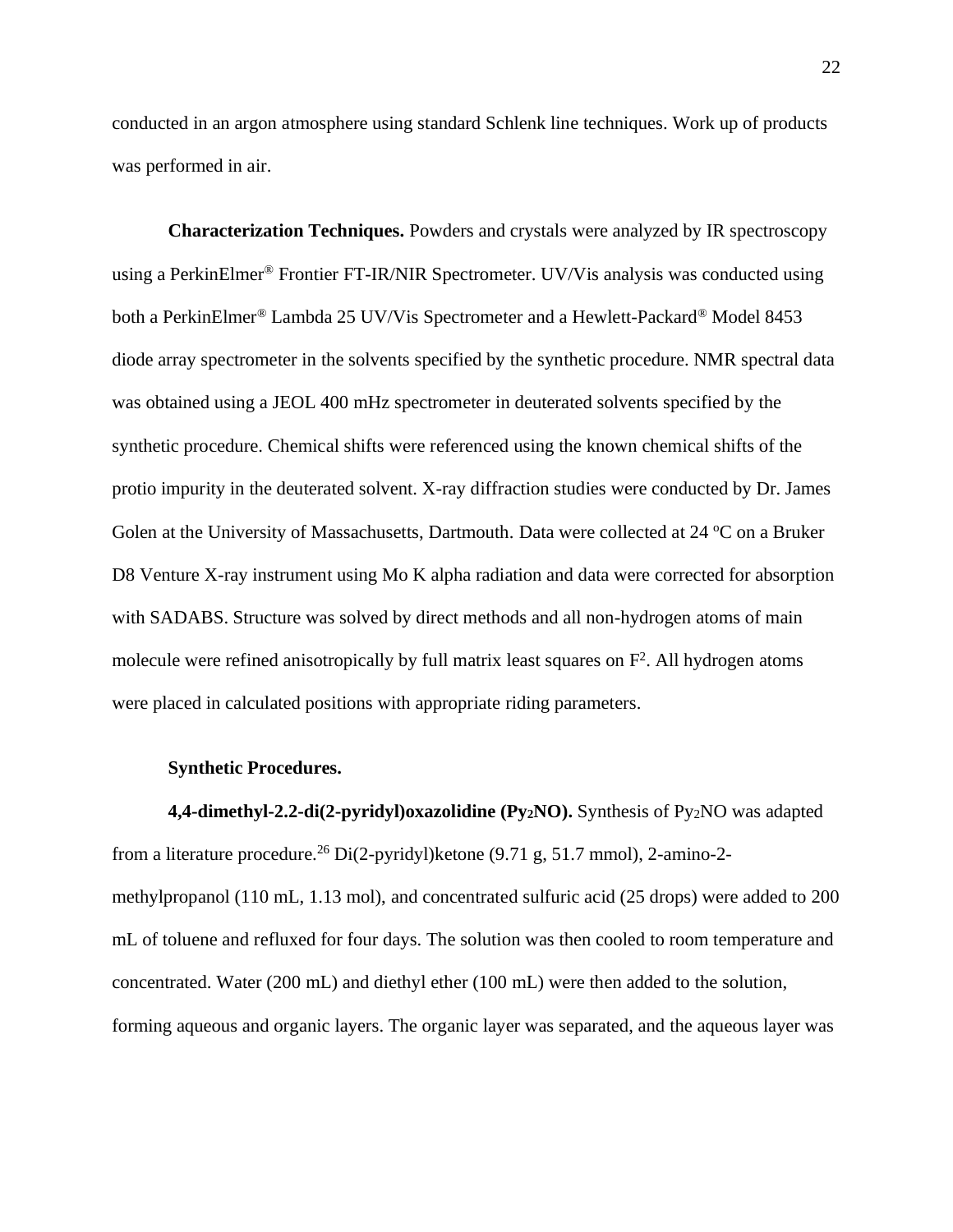conducted in an argon atmosphere using standard Schlenk line techniques. Work up of products was performed in air.

**Characterization Techniques.** Powders and crystals were analyzed by IR spectroscopy using a PerkinElmer® Frontier FT-IR/NIR Spectrometer. UV/Vis analysis was conducted using both a PerkinElmer® Lambda 25 UV/Vis Spectrometer and a Hewlett-Packard® Model 8453 diode array spectrometer in the solvents specified by the synthetic procedure. NMR spectral data was obtained using a JEOL 400 mHz spectrometer in deuterated solvents specified by the synthetic procedure. Chemical shifts were referenced using the known chemical shifts of the protio impurity in the deuterated solvent. X-ray diffraction studies were conducted by Dr. James Golen at the University of Massachusetts, Dartmouth. Data were collected at 24 $^{o}$C on a Bruker D8 Venture X-ray instrument using Mo K alpha radiation and data were corrected for absorption with SADABS. Structure was solved by direct methods and all non-hydrogen atoms of main molecule were refined anisotropically by full matrix least squares on $F^2$. All hydrogen atoms were placed in calculated positions with appropriate riding parameters.

**Synthetic Procedures.**

**4,4-dimethyl-2.2-di(2-pyridyl)oxazolidine ($Py_2NO$).** Synthesis of $Py_2NO$ was adapted from a literature procedure.[26] Di(2-pyridyl)ketone (9.71 g, 51.7 mmol), 2-amino-2-methylpropanol (110 mL, 1.13 mol), and concentrated sulfuric acid (25 drops) were added to 200 mL of toluene and refluxed for four days. The solution was then cooled to room temperature and concentrated. Water (200 mL) and diethyl ether (100 mL) were then added to the solution, forming aqueous and organic layers. The organic layer was separated, and the aqueous layer was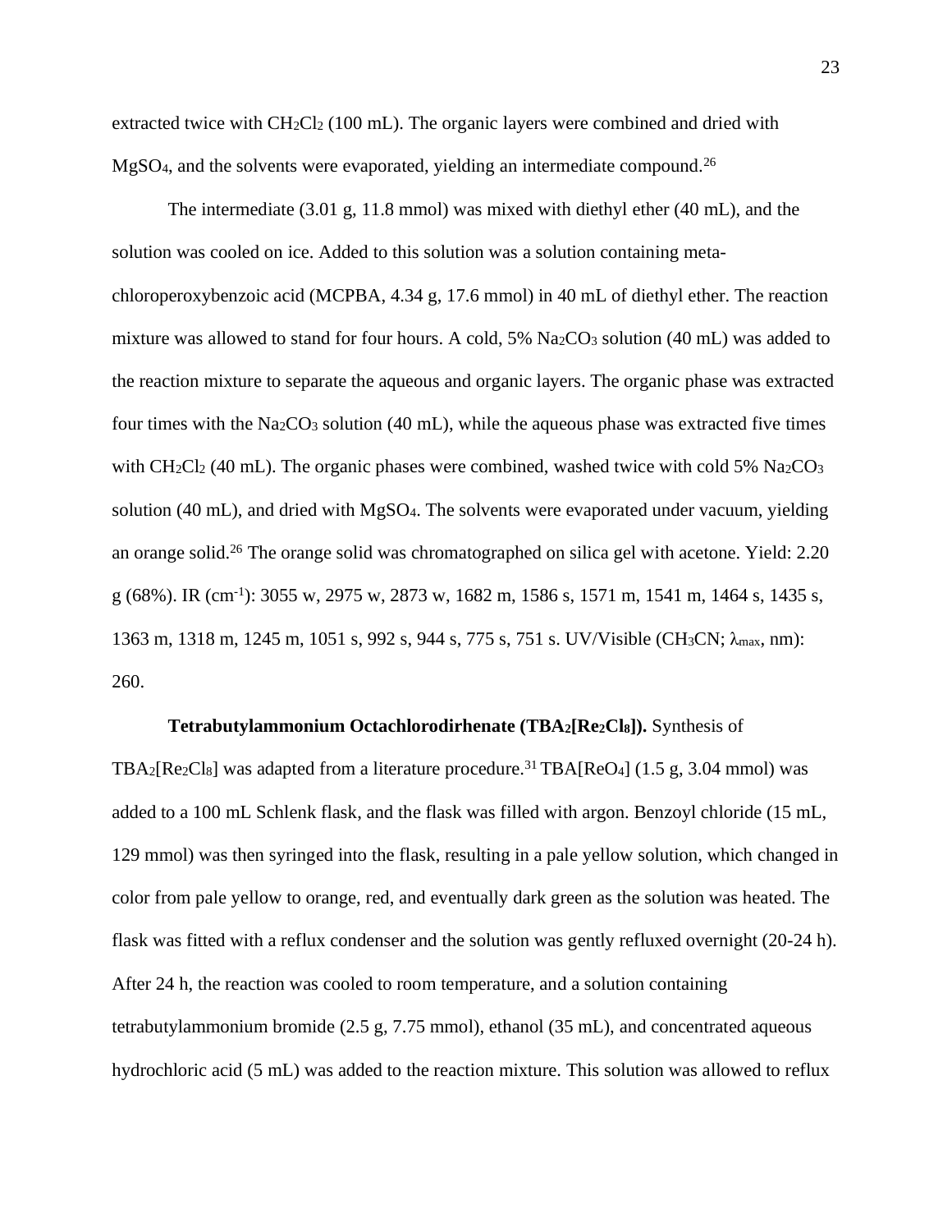extracted twice with $CH_2Cl_2$ (100 mL). The organic layers were combined and dried with $MgSO_4$, and the solvents were evaporated, yielding an intermediate compound.[26]

The intermediate (3.01 g, 11.8 mmol) was mixed with diethyl ether (40 mL), and the solution was cooled on ice. Added to this solution was a solution containing meta-chloroperoxybenzoic acid (MCPBA, 4.34 g, 17.6 mmol) in 40 mL of diethyl ether. The reaction mixture was allowed to stand for four hours. A cold, 5% $Na_2CO_3$ solution (40 mL) was added to the reaction mixture to separate the aqueous and organic layers. The organic phase was extracted four times with the $Na_2CO_3$ solution (40 mL), while the aqueous phase was extracted five times with $CH_2Cl_2$ (40 mL). The organic phases were combined, washed twice with cold 5% $Na_2CO_3$ solution (40 mL), and dried with $MgSO_4$. The solvents were evaporated under vacuum, yielding an orange solid.[26] The orange solid was chromatographed on silica gel with acetone. Yield: 2.20 g (68%). IR ($cm^{-1}$): 3055 w, 2975 w, 2873 w, 1682 m, 1586 s, 1571 m, 1541 m, 1464 s, 1435 s, 1363 m, 1318 m, 1245 m, 1051 s, 992 s, 944 s, 775 s, 751 s. UV/Visible ($CH_3CN$; $\lambda_{max}$, nm): 260.

**Tetrabutylammonium Octachlorodirhenate ($TBA_2[Re_2Cl_8]$).** Synthesis of $TBA_2[Re_2Cl_8]$ was adapted from a literature procedure.[31] $TBA[ReO_4]$ (1.5 g, 3.04 mmol) was added to a 100 mL Schlenk flask, and the flask was filled with argon. Benzoyl chloride (15 mL, 129 mmol) was then syringed into the flask, resulting in a pale yellow solution, which changed in color from pale yellow to orange, red, and eventually dark green as the solution was heated. The flask was fitted with a reflux condenser and the solution was gently refluxed overnight (20-24 h). After 24 h, the reaction was cooled to room temperature, and a solution containing tetrabutylammonium bromide (2.5 g, 7.75 mmol), ethanol (35 mL), and concentrated aqueous hydrochloric acid (5 mL) was added to the reaction mixture. This solution was allowed to reflux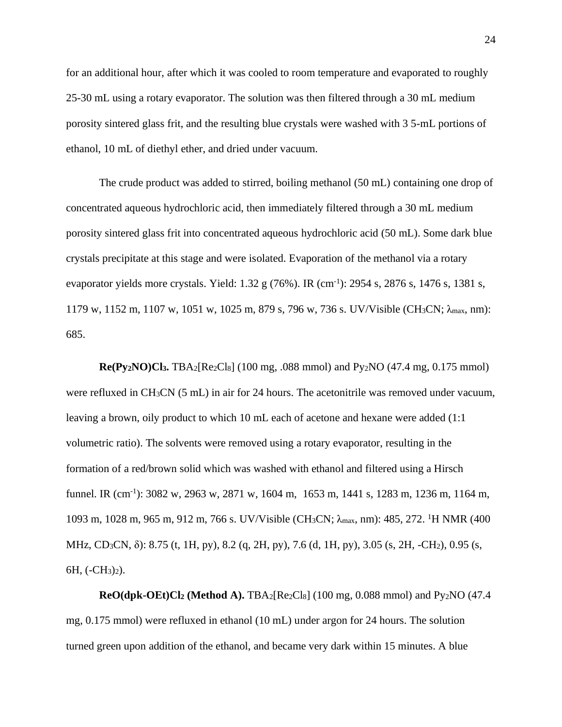for an additional hour, after which it was cooled to room temperature and evaporated to roughly 25-30 mL using a rotary evaporator. The solution was then filtered through a 30 mL medium porosity sintered glass frit, and the resulting blue crystals were washed with 3 5-mL portions of ethanol, 10 mL of diethyl ether, and dried under vacuum.

The crude product was added to stirred, boiling methanol (50 mL) containing one drop of concentrated aqueous hydrochloric acid, then immediately filtered through a 30 mL medium porosity sintered glass frit into concentrated aqueous hydrochloric acid (50 mL). Some dark blue crystals precipitate at this stage and were isolated. Evaporation of the methanol via a rotary evaporator yields more crystals. Yield: 1.32 g (76%). IR ($cm^{-1}$): 2954 s, 2876 s, 1476 s, 1381 s, 1179 w, 1152 m, 1107 w, 1051 w, 1025 m, 879 s, 796 w, 736 s. UV/Visible ($CH_3CN$; $\lambda_{max}$, nm): 685.

**$Re(Py_2NO)Cl_3$.** $TBA_2[Re_2Cl_8]$ (100 mg, .088 mmol) and $Py_2NO$ (47.4 mg, 0.175 mmol) were refluxed in $CH_3CN$ (5 mL) in air for 24 hours. The acetonitrile was removed under vacuum, leaving a brown, oily product to which 10 mL each of acetone and hexane were added (1:1 volumetric ratio). The solvents were removed using a rotary evaporator, resulting in the formation of a red/brown solid which was washed with ethanol and filtered using a Hirsch funnel. IR ($cm^{-1}$): 3082 w, 2963 w, 2871 w, 1604 m, 1653 m, 1441 s, 1283 m, 1236 m, 1164 m, 1093 m, 1028 m, 965 m, 912 m, 766 s. UV/Visible ($CH_3CN$; $\lambda_{max}$, nm): 485, 272. $^1H$ NMR (400 MHz, $CD_3CN$, $\delta$): 8.75 (t, 1H, py), 8.2 (q, 2H, py), 7.6 (d, 1H, py), 3.05 (s, 2H, $-CH_2$), 0.95 (s, 6H, $(-CH_3)_2$).

**$ReO(dpk\text{-}OEt)Cl_2$ (Method A).** $TBA_2[Re_2Cl_8]$ (100 mg, 0.088 mmol) and $Py_2NO$ (47.4 mg, 0.175 mmol) were refluxed in ethanol (10 mL) under argon for 24 hours. The solution turned green upon addition of the ethanol, and became very dark within 15 minutes. A blue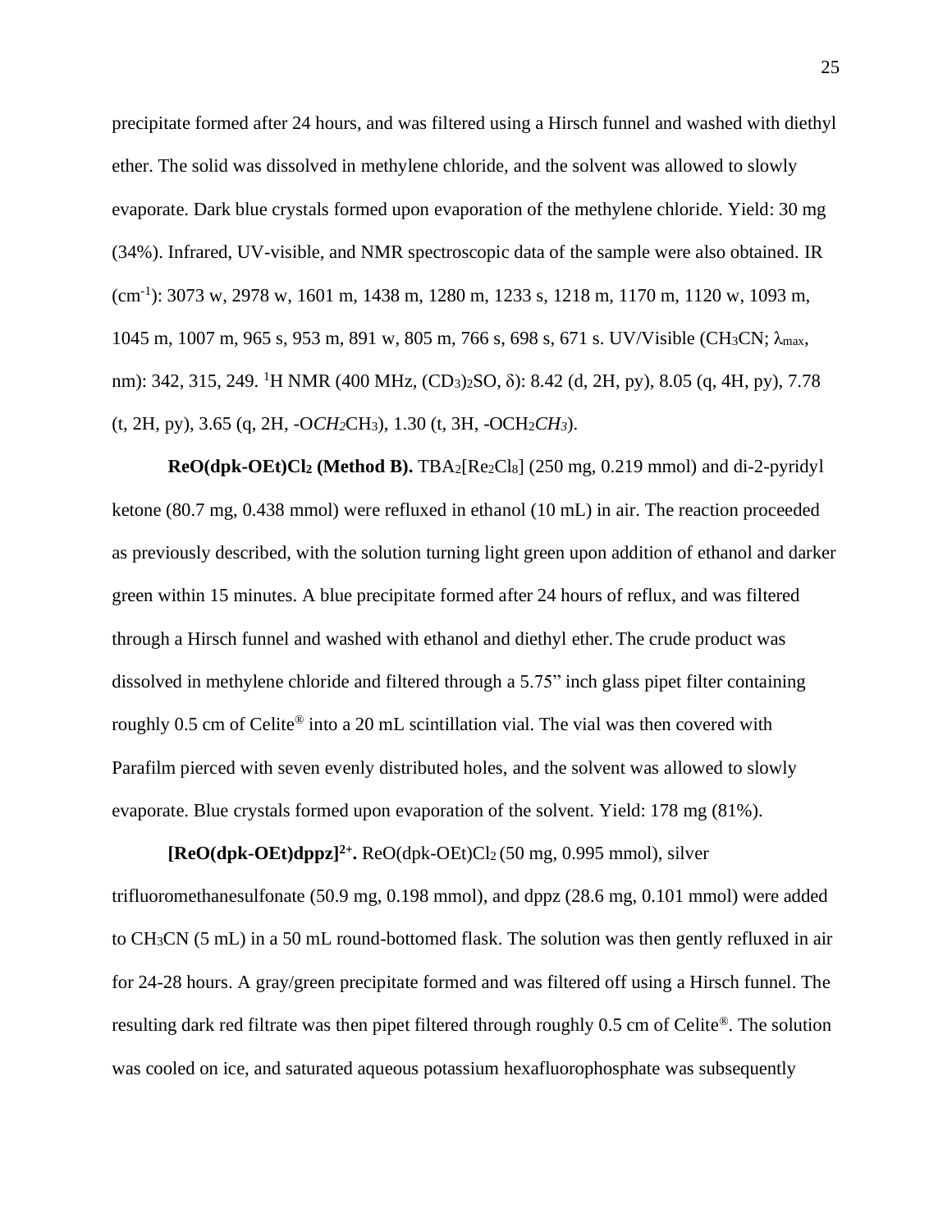precipitate formed after 24 hours, and was filtered using a Hirsch funnel and washed with diethyl ether. The solid was dissolved in methylene chloride, and the solvent was allowed to slowly evaporate. Dark blue crystals formed upon evaporation of the methylene chloride. Yield: 30 mg (34%). Infrared, UV-visible, and NMR spectroscopic data of the sample were also obtained. IR ($cm^{-1}$): 3073 w, 2978 w, 1601 m, 1438 m, 1280 m, 1233 s, 1218 m, 1170 m, 1120 w, 1093 m, 1045 m, 1007 m, 965 s, 953 m, 891 w, 805 m, 766 s, 698 s, 671 s. UV/Visible ($CH_3CN$; $\lambda_{max}$, nm): 342, 315, 249. $^1H$ NMR (400 MHz, $(CD_3)_2SO$, $\delta$): 8.42 (d, 2H, py), 8.05 (q, 4H, py), 7.78 (t, 2H, py), 3.65 (q, 2H, $-OCH_2CH_3$), 1.30 (t, 3H, $-OCH_2CH_3$).

**ReO(dpk-OEt)Cl$_2$ (Method B).** $TBA_2[Re_2Cl_8]$ (250 mg, 0.219 mmol) and di-2-pyridyl ketone (80.7 mg, 0.438 mmol) were refluxed in ethanol (10 mL) in air. The reaction proceeded as previously described, with the solution turning light green upon addition of ethanol and darker green within 15 minutes. A blue precipitate formed after 24 hours of reflux, and was filtered through a Hirsch funnel and washed with ethanol and diethyl ether. The crude product was dissolved in methylene chloride and filtered through a 5.75" inch glass pipet filter containing roughly 0.5 cm of Celite® into a 20 mL scintillation vial. The vial was then covered with Parafilm pierced with seven evenly distributed holes, and the solvent was allowed to slowly evaporate. Blue crystals formed upon evaporation of the solvent. Yield: 178 mg (81%).

**[ReO(dpk-OEt)dppz]$^{2+}$.** ReO(dpk-OEt)$Cl_2$ (50 mg, 0.995 mmol), silver trifluoromethanesulfonate (50.9 mg, 0.198 mmol), and dppz (28.6 mg, 0.101 mmol) were added to $CH_3CN$ (5 mL) in a 50 mL round-bottomed flask. The solution was then gently refluxed in air for 24-28 hours. A gray/green precipitate formed and was filtered off using a Hirsch funnel. The resulting dark red filtrate was then pipet filtered through roughly 0.5 cm of Celite®. The solution was cooled on ice, and saturated aqueous potassium hexafluorophosphate was subsequently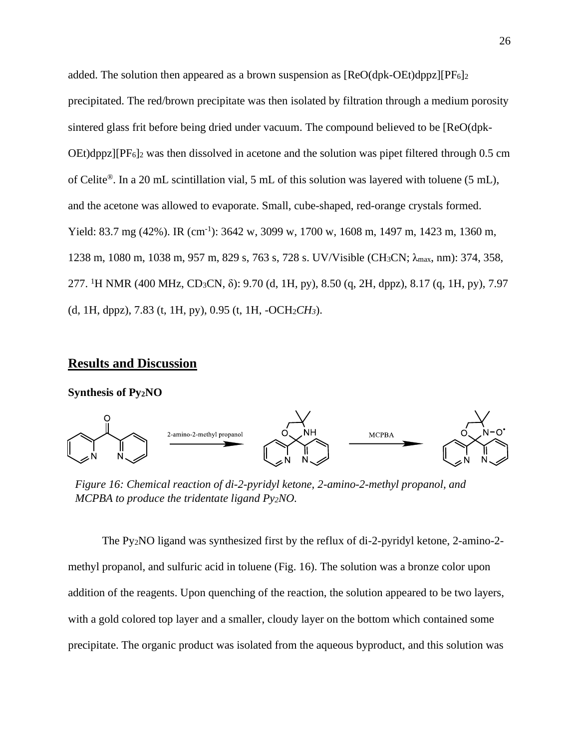added. The solution then appeared as a brown suspension as $[ReO(dpk\text{-}OEt)dppz][PF_6]_2$ precipitated. The red/brown precipitate was then isolated by filtration through a medium porosity sintered glass frit before being dried under vacuum. The compound believed to be $[ReO(dpk\text{-}OEt)dppz][PF_6]_2$ was then dissolved in acetone and the solution was pipet filtered through 0.5 cm of Celite®. In a 20 mL scintillation vial, 5 mL of this solution was layered with toluene (5 mL), and the acetone was allowed to evaporate. Small, cube-shaped, red-orange crystals formed. Yield: 83.7 mg (42%). IR ($cm^{-1}$): 3642 w, 3099 w, 1700 w, 1608 m, 1497 m, 1423 m, 1360 m, 1238 m, 1080 m, 1038 m, 957 m, 829 s, 763 s, 728 s. UV/Visible ($CH_3CN$; $\lambda_{max}$, nm): 374, 358, 277. $^1H$ NMR (400 MHz, $CD_3CN$, δ): 9.70 (d, 1H, py), 8.50 (q, 2H, dppz), 8.17 (q, 1H, py), 7.97 (d, 1H, dppz), 7.83 (t, 1H, py), 0.95 (t, 1H, $-OCH_2CH_3$).

## Results and Discussion

### Synthesis of $Py_2NO$

*Figure 16: Chemical reaction of di-2-pyridyl ketone, 2-amino-2-methyl propanol, and MCPBA to produce the tridentate ligand $Py_2NO$.*

The $Py_2NO$ ligand was synthesized first by the reflux of di-2-pyridyl ketone, 2-amino-2-methyl propanol, and sulfuric acid in toluene (Fig. 16). The solution was a bronze color upon addition of the reagents. Upon quenching of the reaction, the solution appeared to be two layers, with a gold colored top layer and a smaller, cloudy layer on the bottom which contained some precipitate. The organic product was isolated from the aqueous byproduct, and this solution was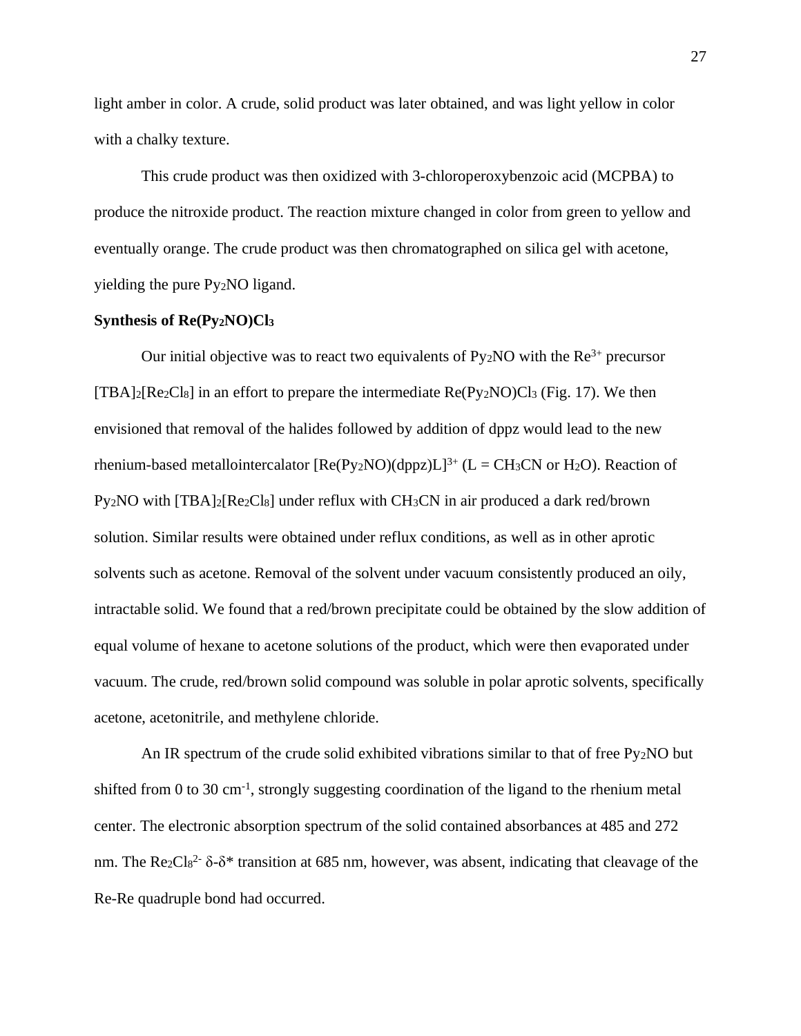light amber in color. A crude, solid product was later obtained, and was light yellow in color with a chalky texture.

This crude product was then oxidized with 3-chloroperoxybenzoic acid (MCPBA) to produce the nitroxide product. The reaction mixture changed in color from green to yellow and eventually orange. The crude product was then chromatographed on silica gel with acetone, yielding the pure $Py_2NO$ ligand.

**Synthesis of $Re(Py_2NO)Cl_3$**

Our initial objective was to react two equivalents of $Py_2NO$ with the $Re^{3+}$ precursor $[TBA]_2[Re_2Cl_8]$ in an effort to prepare the intermediate $Re(Py_2NO)Cl_3$ (Fig. 17). We then envisioned that removal of the halides followed by addition of dppz would lead to the new rhenium-based metallointercalator $[Re(Py_2NO)(dppz)L]^{3+}$ (L = $CH_3CN$ or $H_2O$). Reaction of $Py_2NO$ with $[TBA]_2[Re_2Cl_8]$ under reflux with $CH_3CN$ in air produced a dark red/brown solution. Similar results were obtained under reflux conditions, as well as in other aprotic solvents such as acetone. Removal of the solvent under vacuum consistently produced an oily, intractable solid. We found that a red/brown precipitate could be obtained by the slow addition of equal volume of hexane to acetone solutions of the product, which were then evaporated under vacuum. The crude, red/brown solid compound was soluble in polar aprotic solvents, specifically acetone, acetonitrile, and methylene chloride.

An IR spectrum of the crude solid exhibited vibrations similar to that of free $Py_2NO$ but shifted from 0 to 30 $cm^{-1}$, strongly suggesting coordination of the ligand to the rhenium metal center. The electronic absorption spectrum of the solid contained absorbances at 485 and 272 nm. The $Re_2Cl_8^{2-}$ $\delta$-$\delta^*$ transition at 685 nm, however, was absent, indicating that cleavage of the Re-Re quadruple bond had occurred.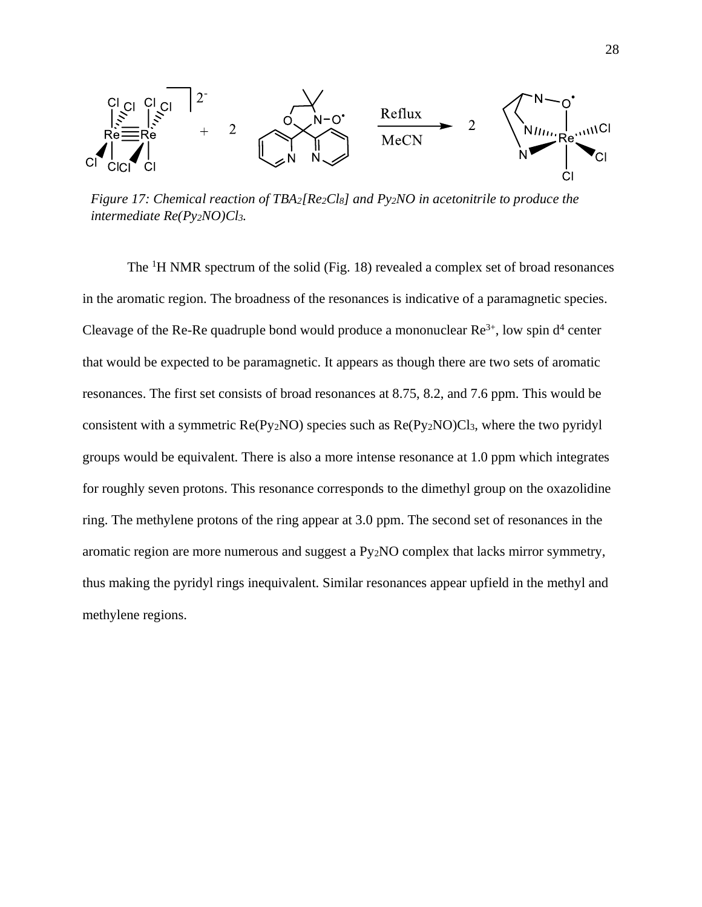*Figure 17: Chemical reaction of TBA$_2$[Re$_2$Cl$_8$] and Py$_2$NO in acetonitrile to produce the intermediate Re(Py$_2$NO)Cl$_3$.*

The $^1$H NMR spectrum of the solid (Fig. 18) revealed a complex set of broad resonances in the aromatic region. The broadness of the resonances is indicative of a paramagnetic species. Cleavage of the Re-Re quadruple bond would produce a mononuclear $Re^{3+}$, low spin $d^4$ center that would be expected to be paramagnetic. It appears as though there are two sets of aromatic resonances. The first set consists of broad resonances at 8.75, 8.2, and 7.6 ppm. This would be consistent with a symmetric Re(Py$_2$NO) species such as Re(Py$_2$NO)Cl$_3$, where the two pyridyl groups would be equivalent. There is also a more intense resonance at 1.0 ppm which integrates for roughly seven protons. This resonance corresponds to the dimethyl group on the oxazolidine ring. The methylene protons of the ring appear at 3.0 ppm. The second set of resonances in the aromatic region are more numerous and suggest a Py$_2$NO complex that lacks mirror symmetry, thus making the pyridyl rings inequivalent. Similar resonances appear upfield in the methyl and methylene regions.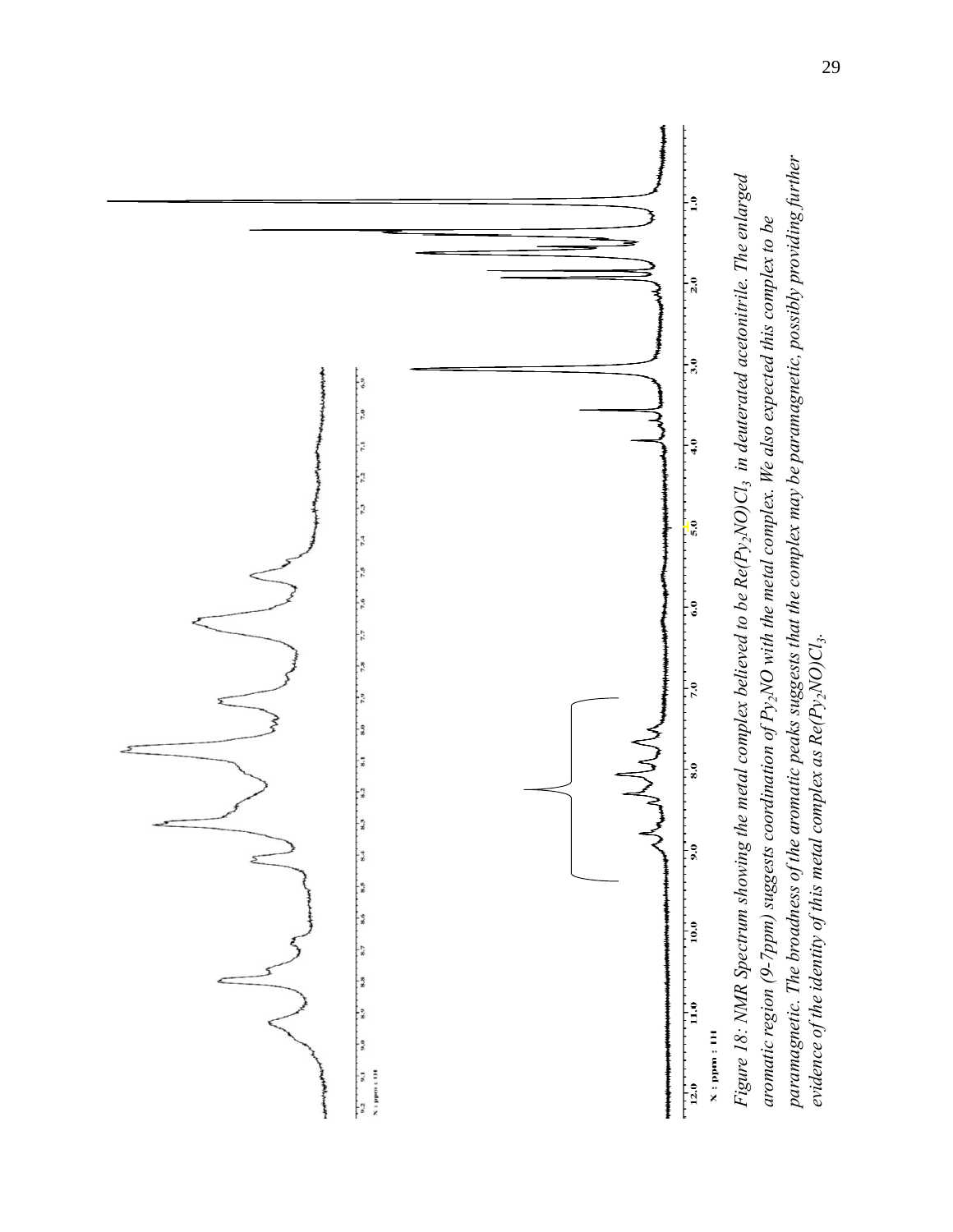*Figure 18: NMR Spectrum showing the metal complex believed to be $Re(Py_2NO)Cl_3$ in deuterated acetonitrile. The enlarged aromatic region (9-7ppm) suggests coordination of $Py_2NO$ with the metal complex. We also expected this complex to be paramagnetic. The broadness of the aromatic peaks suggests that the complex may be paramagnetic, possibly providing further evidence of the identity of this metal complex as $Re(Py_2NO)Cl_3$.*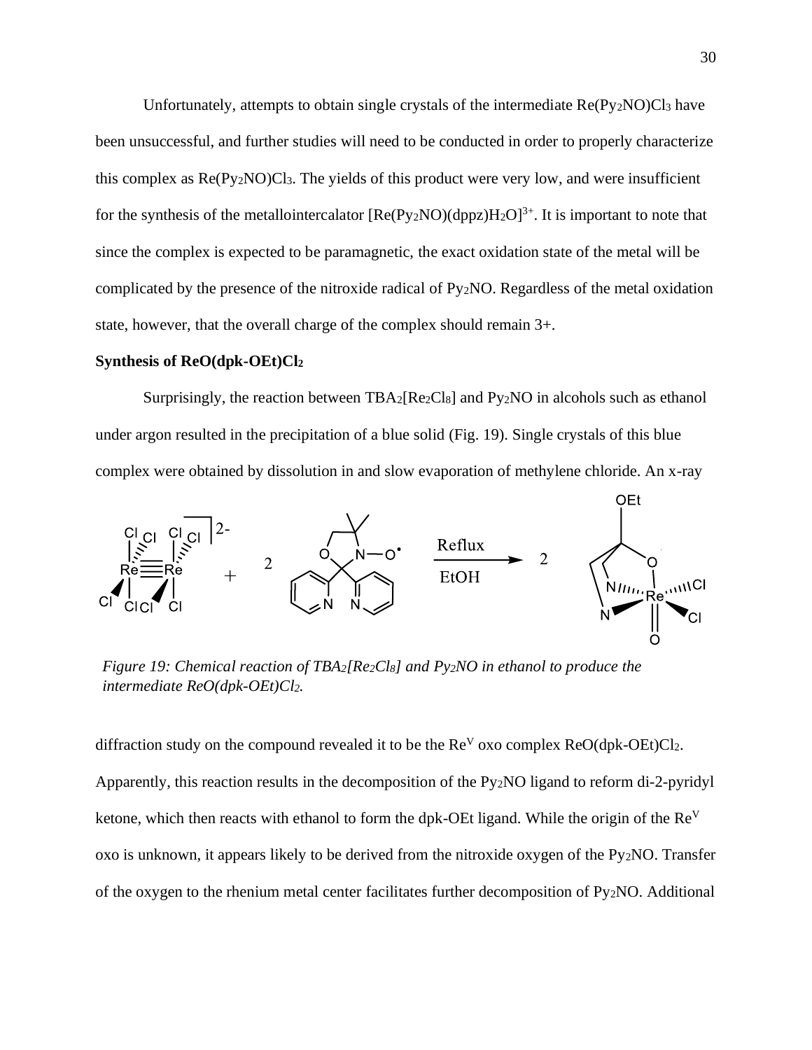Unfortunately, attempts to obtain single crystals of the intermediate $Re(Py_2NO)Cl_3$ have been unsuccessful, and further studies will need to be conducted in order to properly characterize this complex as $Re(Py_2NO)Cl_3$. The yields of this product were very low, and were insufficient for the synthesis of the metallointercalator $[Re(Py_2NO)(dppz)H_2O]^{3+}$. It is important to note that since the complex is expected to be paramagnetic, the exact oxidation state of the metal will be complicated by the presence of the nitroxide radical of $Py_2NO$. Regardless of the metal oxidation state, however, that the overall charge of the complex should remain 3+.

**Synthesis of $ReO(dpk\text{-}OEt)Cl_2$**

Surprisingly, the reaction between $TBA_2[Re_2Cl_8]$ and $Py_2NO$ in alcohols such as ethanol under argon resulted in the precipitation of a blue solid (Fig. 19). Single crystals of this blue complex were obtained by dissolution in and slow evaporation of methylene chloride. An x-ray

*Figure 19: Chemical reaction of $TBA_2[Re_2Cl_8]$ and $Py_2NO$ in ethanol to produce the intermediate $ReO(dpk\text{-}OEt)Cl_2$.*

diffraction study on the compound revealed it to be the $Re^V$ oxo complex $ReO(dpk\text{-}OEt)Cl_2$. Apparently, this reaction results in the decomposition of the $Py_2NO$ ligand to reform di-2-pyridyl ketone, which then reacts with ethanol to form the dpk-OEt ligand. While the origin of the $Re^V$ oxo is unknown, it appears likely to be derived from the nitroxide oxygen of the $Py_2NO$. Transfer of the oxygen to the rhenium metal center facilitates further decomposition of $Py_2NO$. Additional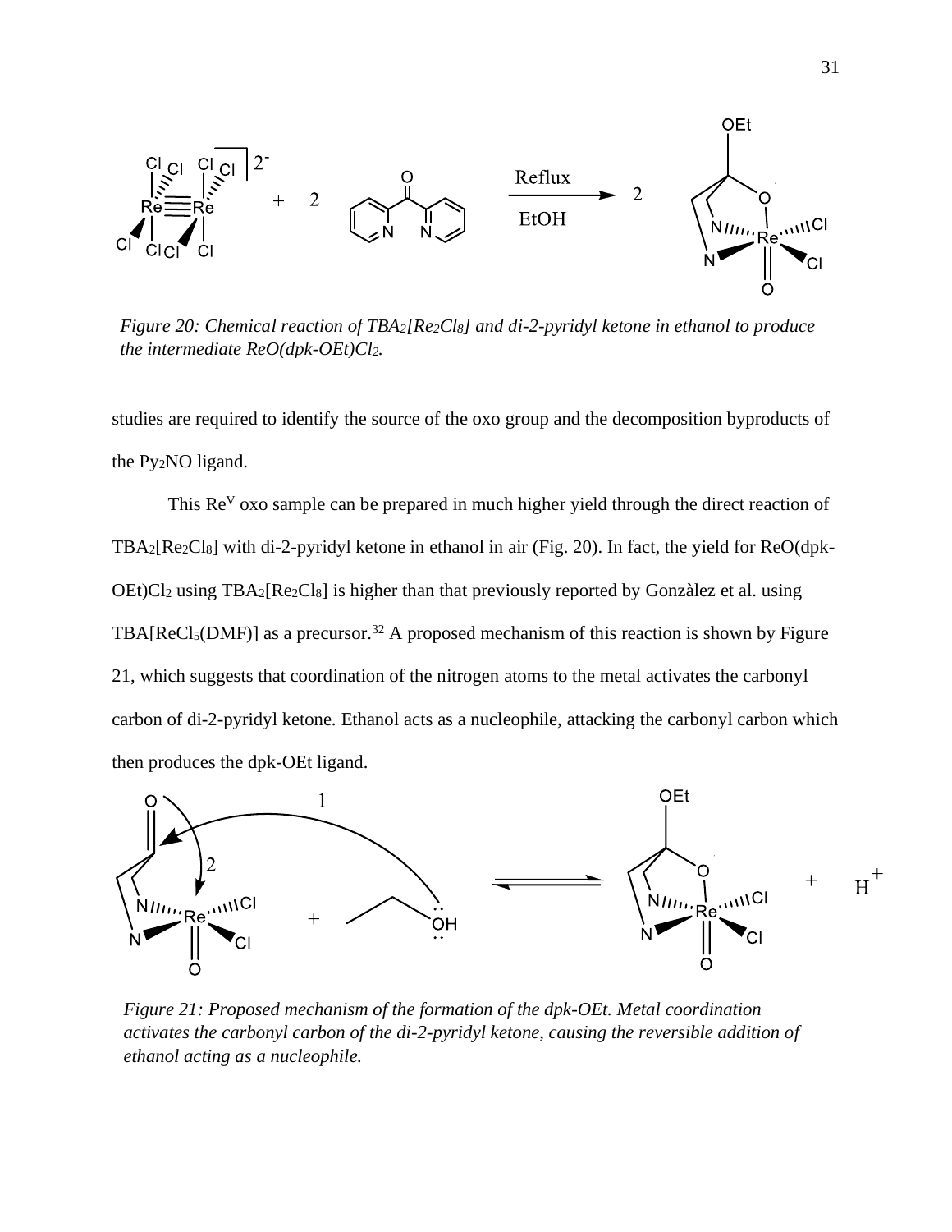*Figure 20: Chemical reaction of $TBA_2[Re_2Cl_8]$ and di-2-pyridyl ketone in ethanol to produce the intermediate $ReO(dpk\text{-}OEt)Cl_2$.*

studies are required to identify the source of the oxo group and the decomposition byproducts of the $Py_2NO$ ligand.

This $Re^V$ oxo sample can be prepared in much higher yield through the direct reaction of $TBA_2[Re_2Cl_8]$ with di-2-pyridyl ketone in ethanol in air (Fig. 20). In fact, the yield for ReO(dpk-OEt)$Cl_2$ using $TBA_2[Re_2Cl_8]$ is higher than that previously reported by Gonzàlez et al. using TBA[$ReCl_5$(DMF)] as a precursor.[32] A proposed mechanism of this reaction is shown by Figure 21, which suggests that coordination of the nitrogen atoms to the metal activates the carbonyl carbon of di-2-pyridyl ketone. Ethanol acts as a nucleophile, attacking the carbonyl carbon which then produces the dpk-OEt ligand.

*Figure 21: Proposed mechanism of the formation of the dpk-OEt. Metal coordination activates the carbonyl carbon of the di-2-pyridyl ketone, causing the reversible addition of ethanol acting as a nucleophile.*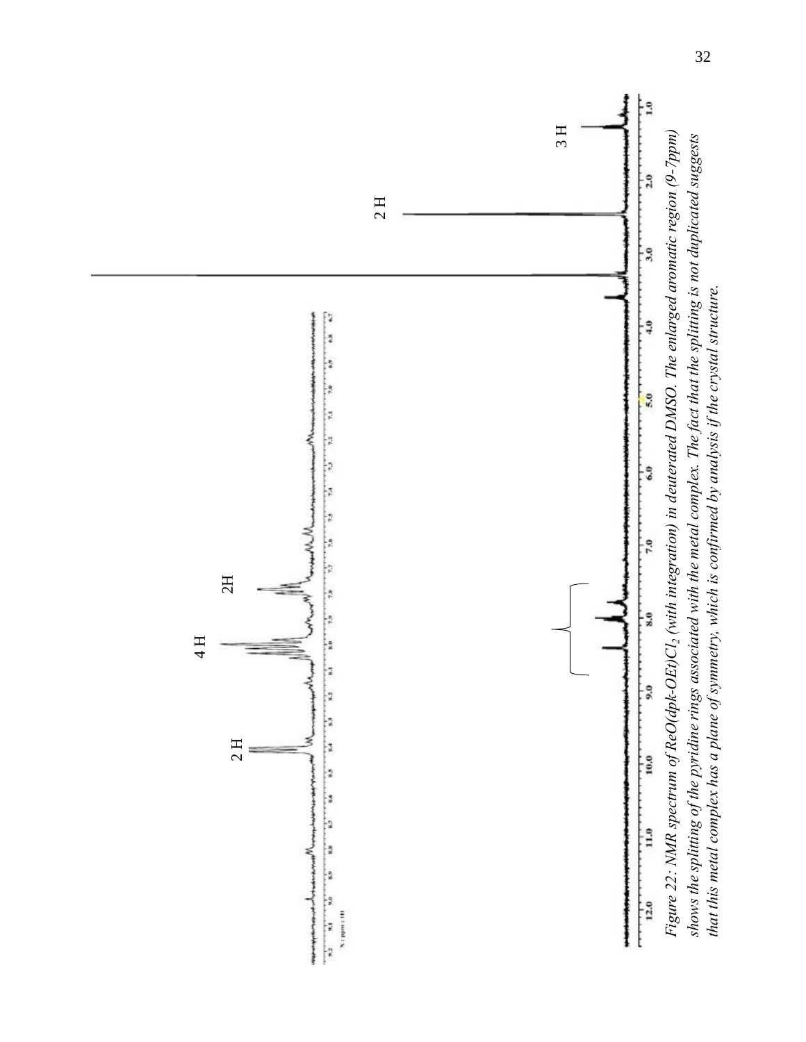*Figure 22: NMR spectrum of ReO(dpk-OEt)$Cl_2$ (with integration) in deuterated DMSO. The enlarged aromatic region (9-7ppm) shows the splitting of the pyridine rings associated with the metal complex. The fact that the splitting is not duplicated suggests that this metal complex has a plane of symmetry, which is confirmed by analysis if the crystal structure.*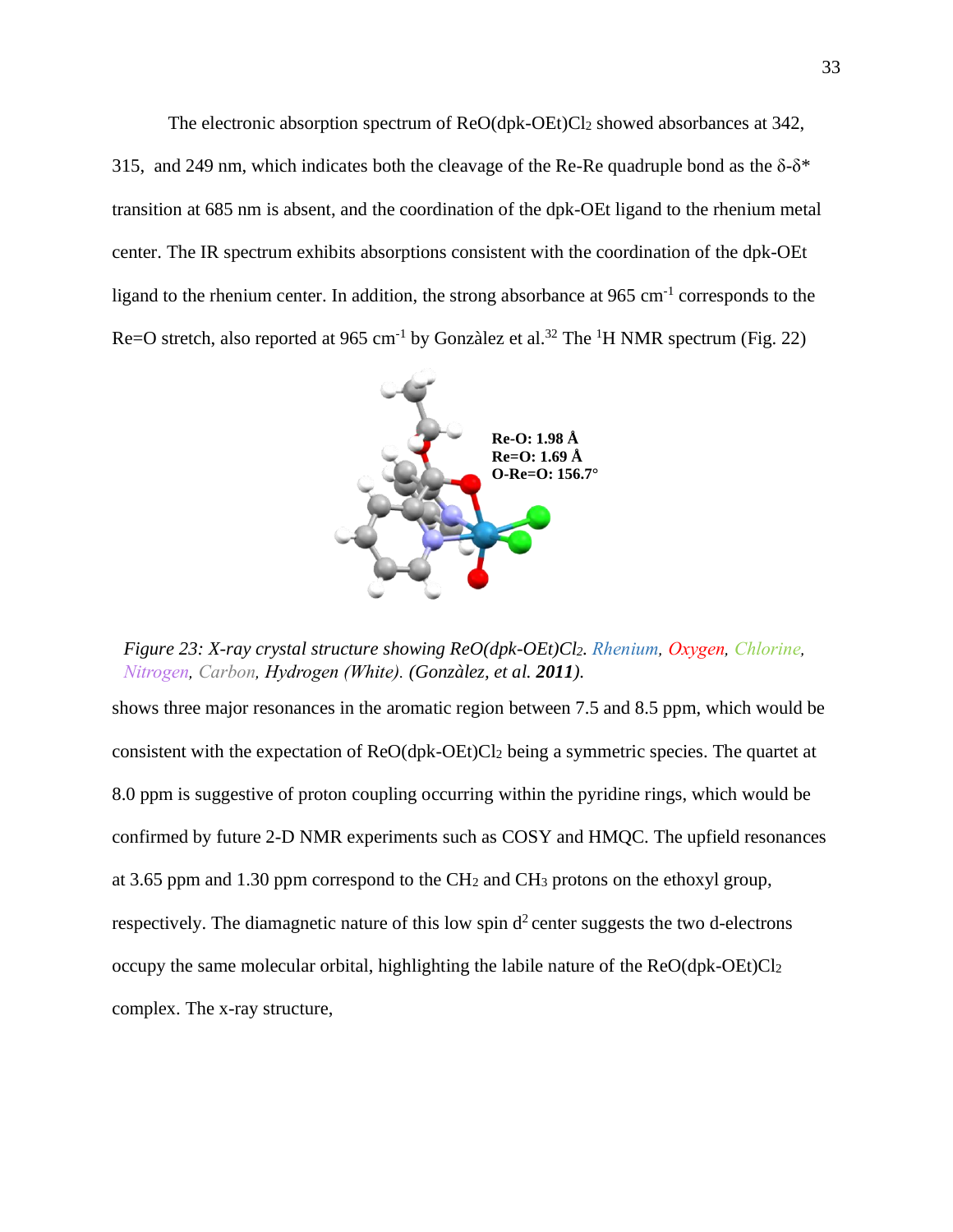The electronic absorption spectrum of $ReO(dpk\text{-}OEt)Cl_2$ showed absorbances at 342, 315, and 249 nm, which indicates both the cleavage of the Re-Re quadruple bond as the $\delta$-$\delta^*$ transition at 685 nm is absent, and the coordination of the dpk-OEt ligand to the rhenium metal center. The IR spectrum exhibits absorptions consistent with the coordination of the dpk-OEt ligand to the rhenium center. In addition, the strong absorbance at 965 $cm^{-1}$ corresponds to the Re=O stretch, also reported at 965 $cm^{-1}$ by Gonzàlez et al.[32] The $^1H$ NMR spectrum (Fig. 22)

*Figure 23: X-ray crystal structure showing $ReO(dpk\text{-}OEt)Cl_2$. Rhenium, Oxygen, Chlorine, Nitrogen, Carbon, Hydrogen (White). (Gonzàlez, et al. **2011**).*

shows three major resonances in the aromatic region between 7.5 and 8.5 ppm, which would be consistent with the expectation of $ReO(dpk\text{-}OEt)Cl_2$ being a symmetric species. The quartet at 8.0 ppm is suggestive of proton coupling occurring within the pyridine rings, which would be confirmed by future 2-D NMR experiments such as COSY and HMQC. The upfield resonances at 3.65 ppm and 1.30 ppm correspond to the $CH_2$ and $CH_3$ protons on the ethoxyl group, respectively. The diamagnetic nature of this low spin $d^2$ center suggests the two d-electrons occupy the same molecular orbital, highlighting the labile nature of the $ReO(dpk\text{-}OEt)Cl_2$ complex. The x-ray structure,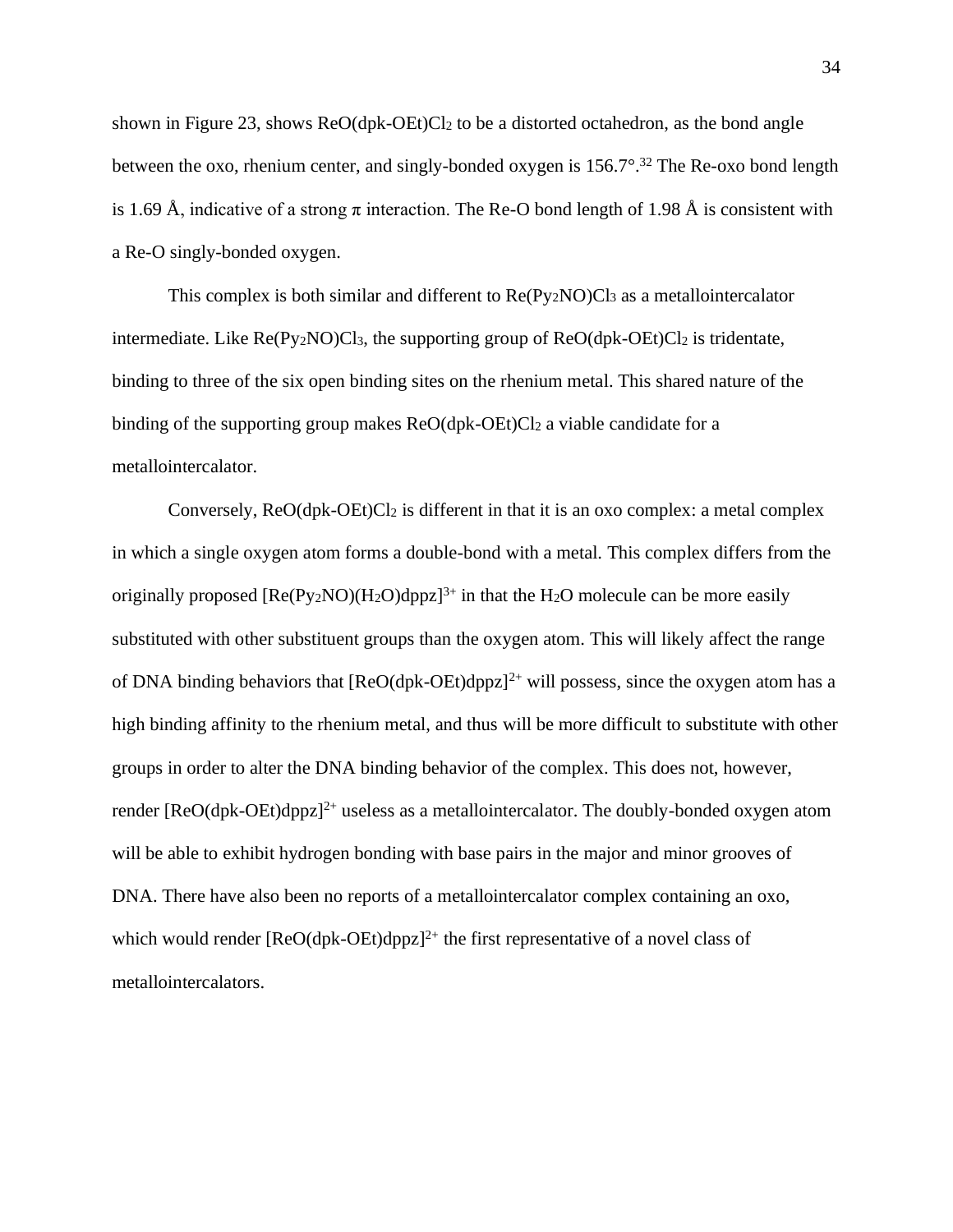shown in Figure 23, shows $ReO(dpk\text{-}OEt)Cl_2$ to be a distorted octahedron, as the bond angle between the oxo, rhenium center, and singly-bonded oxygen is 156.7°.[32] The Re-oxo bond length is 1.69 Å, indicative of a strong $\pi$ interaction. The Re-O bond length of 1.98 Å is consistent with a Re-O singly-bonded oxygen.

This complex is both similar and different to $Re(Py_2NO)Cl_3$ as a metallointercalator intermediate. Like $Re(Py_2NO)Cl_3$, the supporting group of $ReO(dpk\text{-}OEt)Cl_2$ is tridentate, binding to three of the six open binding sites on the rhenium metal. This shared nature of the binding of the supporting group makes $ReO(dpk\text{-}OEt)Cl_2$ a viable candidate for a metallointercalator.

Conversely, $ReO(dpk\text{-}OEt)Cl_2$ is different in that it is an oxo complex: a metal complex in which a single oxygen atom forms a double-bond with a metal. This complex differs from the originally proposed $[Re(Py_2NO)(H_2O)dppz]^{3+}$ in that the $H_2O$ molecule can be more easily substituted with other substituent groups than the oxygen atom. This will likely affect the range of DNA binding behaviors that $[ReO(dpk\text{-}OEt)dppz]^{2+}$ will possess, since the oxygen atom has a high binding affinity to the rhenium metal, and thus will be more difficult to substitute with other groups in order to alter the DNA binding behavior of the complex. This does not, however, render $[ReO(dpk\text{-}OEt)dppz]^{2+}$ useless as a metallointercalator. The doubly-bonded oxygen atom will be able to exhibit hydrogen bonding with base pairs in the major and minor grooves of DNA. There have also been no reports of a metallointercalator complex containing an oxo, which would render $[ReO(dpk\text{-}OEt)dppz]^{2+}$ the first representative of a novel class of metallointercalators.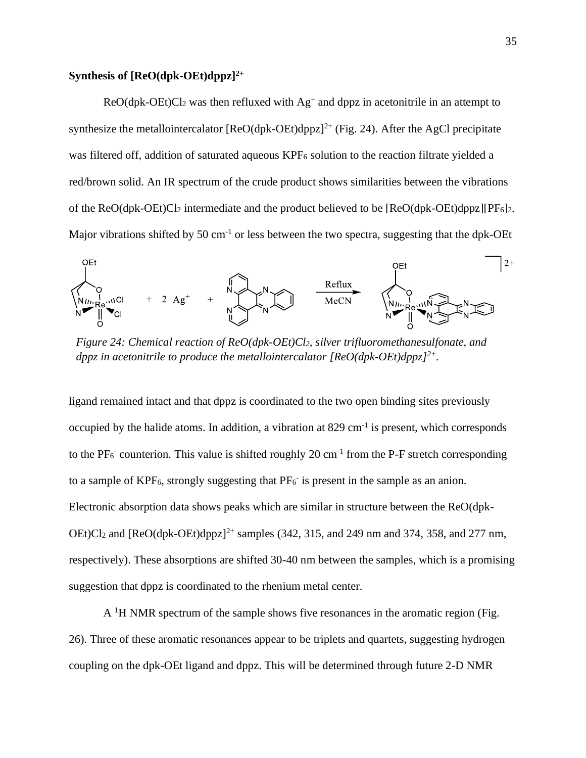**Synthesis of $[ReO(dpk\text{-}OEt)dppz]^{2+}$**

$ReO(dpk\text{-}OEt)Cl_2$ was then refluxed with $Ag^+$ and dppz in acetonitrile in an attempt to synthesize the metallointercalator $[ReO(dpk\text{-}OEt)dppz]^{2+}$ (Fig. 24). After the AgCl precipitate was filtered off, addition of saturated aqueous $KPF_6$ solution to the reaction filtrate yielded a red/brown solid. An IR spectrum of the crude product shows similarities between the vibrations of the $ReO(dpk\text{-}OEt)Cl_2$ intermediate and the product believed to be $[ReO(dpk\text{-}OEt)dppz][PF_6]_2$. Major vibrations shifted by 50 $cm^{-1}$ or less between the two spectra, suggesting that the dpk-OEt

*Figure 24: Chemical reaction of $ReO(dpk\text{-}OEt)Cl_2$, silver trifluoromethanesulfonate, and dppz in acetonitrile to produce the metallointercalator $[ReO(dpk\text{-}OEt)dppz]^{2+}$.*

ligand remained intact and that dppz is coordinated to the two open binding sites previously occupied by the halide atoms. In addition, a vibration at 829 $cm^{-1}$ is present, which corresponds to the $PF_6^-$ counterion. This value is shifted roughly 20 $cm^{-1}$ from the P-F stretch corresponding to a sample of $KPF_6$, strongly suggesting that $PF_6^-$ is present in the sample as an anion. Electronic absorption data shows peaks which are similar in structure between the $ReO(dpk\text{-}OEt)Cl_2$ and $[ReO(dpk\text{-}OEt)dppz]^{2+}$ samples (342, 315, and 249 nm and 374, 358, and 277 nm, respectively). These absorptions are shifted 30-40 nm between the samples, which is a promising suggestion that dppz is coordinated to the rhenium metal center.

A $^1H$ NMR spectrum of the sample shows five resonances in the aromatic region (Fig. 26). Three of these aromatic resonances appear to be triplets and quartets, suggesting hydrogen coupling on the dpk-OEt ligand and dppz. This will be determined through future 2-D NMR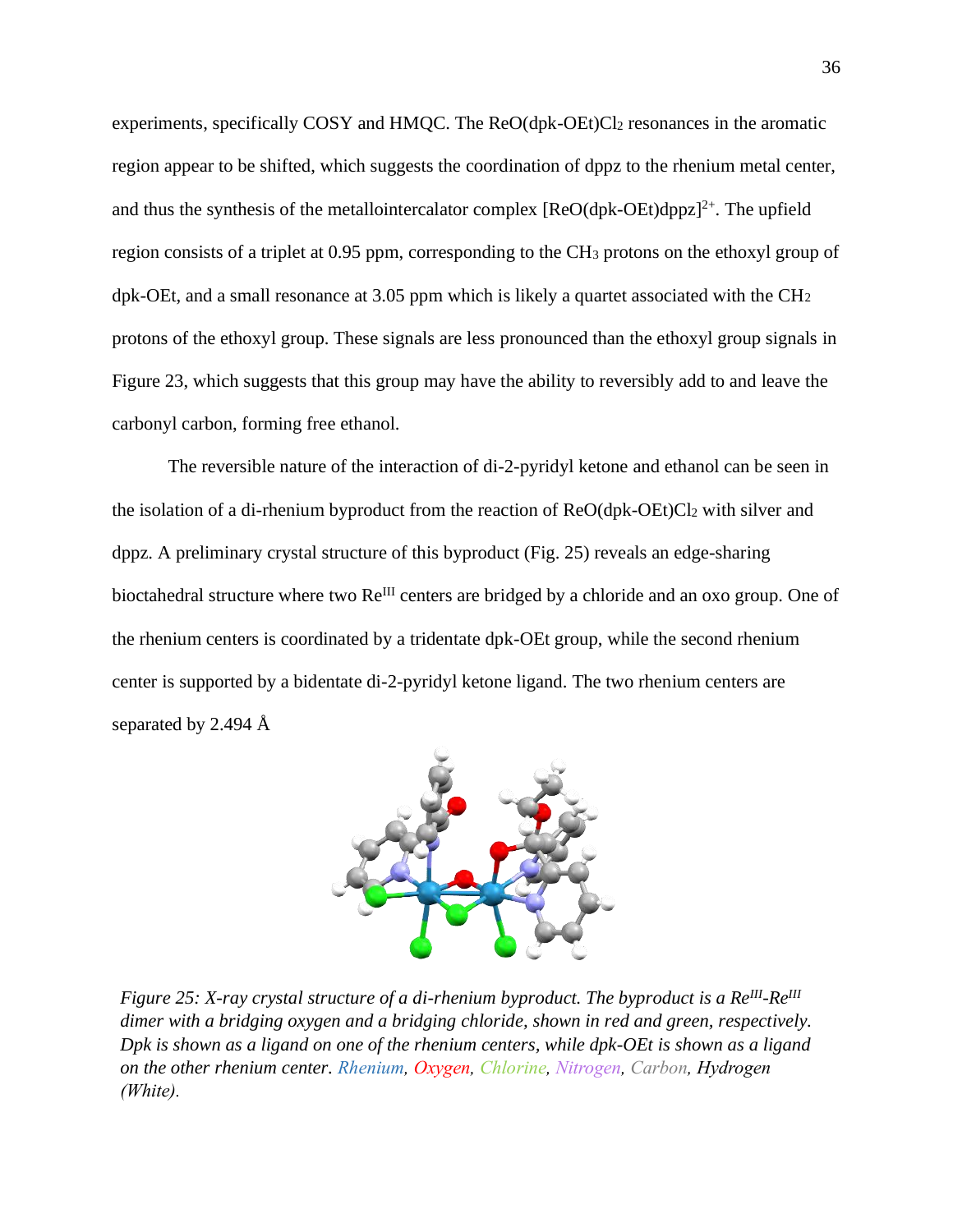experiments, specifically COSY and HMQC. The ReO(dpk-OEt)$Cl_2$ resonances in the aromatic region appear to be shifted, which suggests the coordination of dppz to the rhenium metal center, and thus the synthesis of the metallointercalator complex $[ReO(dpk\text{-}OEt)dppz]^{2+}$. The upfield region consists of a triplet at 0.95 ppm, corresponding to the $CH_3$ protons on the ethoxyl group of dpk-OEt, and a small resonance at 3.05 ppm which is likely a quartet associated with the $CH_2$ protons of the ethoxyl group. These signals are less pronounced than the ethoxyl group signals in Figure 23, which suggests that this group may have the ability to reversibly add to and leave the carbonyl carbon, forming free ethanol.

The reversible nature of the interaction of di-2-pyridyl ketone and ethanol can be seen in the isolation of a di-rhenium byproduct from the reaction of ReO(dpk-OEt)$Cl_2$ with silver and dppz. A preliminary crystal structure of this byproduct (Fig. 25) reveals an edge-sharing bioctahedral structure where two $Re^{III}$ centers are bridged by a chloride and an oxo group. One of the rhenium centers is coordinated by a tridentate dpk-OEt group, while the second rhenium center is supported by a bidentate di-2-pyridyl ketone ligand. The two rhenium centers are separated by 2.494 Å

*Figure 25: X-ray crystal structure of a di-rhenium byproduct. The byproduct is a $Re^{III}$-$Re^{III}$ dimer with a bridging oxygen and a bridging chloride, shown in red and green, respectively. Dpk is shown as a ligand on one of the rhenium centers, while dpk-OEt is shown as a ligand on the other rhenium center. Rhenium, Oxygen, Chlorine, Nitrogen, Carbon, Hydrogen (White).*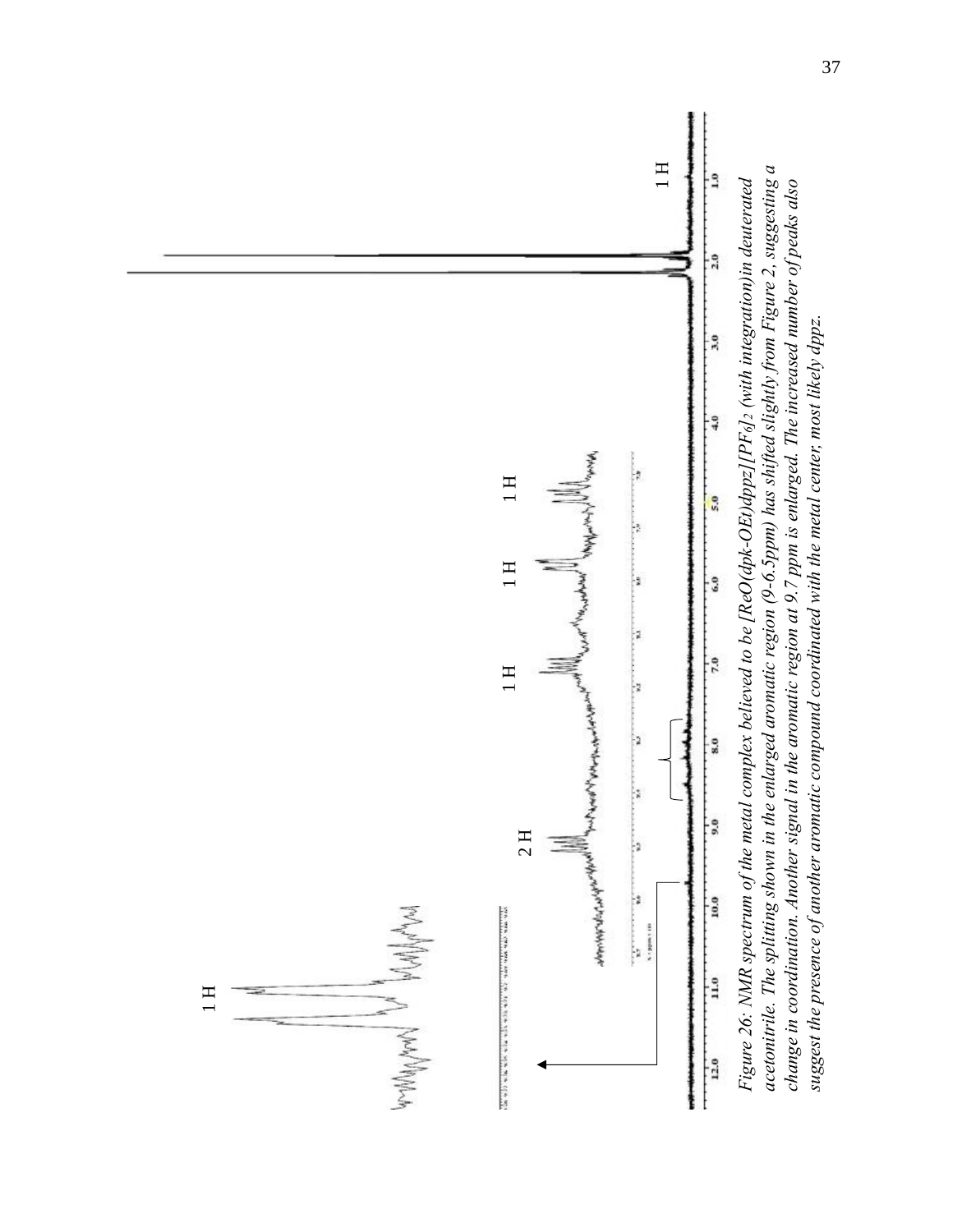*Figure 26: NMR spectrum of the metal complex believed to be [ReO(dpk-OEt)dppz][PF$_6$]$_2$ (with integration) in deuterated acetonitrile. The splitting shown in the enlarged aromatic region (9-6.5ppm) has shifted slightly from Figure 2, suggesting a change in coordination. Another signal in the aromatic region at 9.7 ppm is enlarged. The increased number of peaks also suggest the presence of another aromatic compound coordinated with the metal center, most likely dppz.*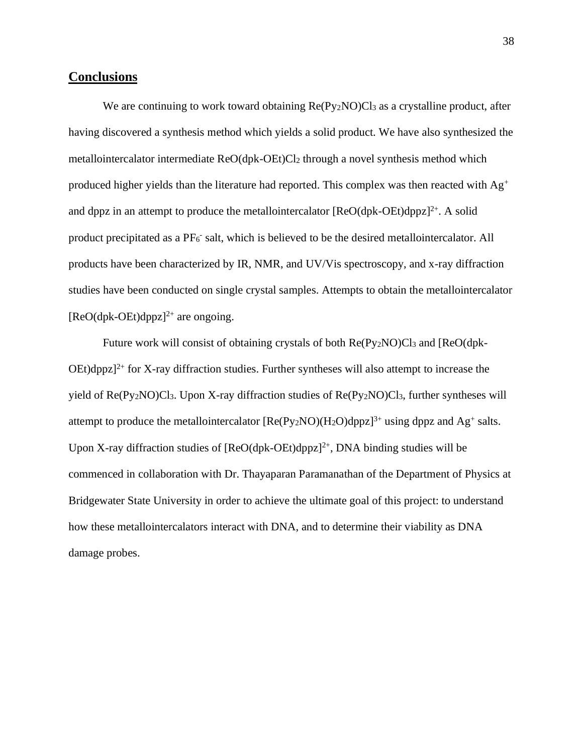## Conclusions

We are continuing to work toward obtaining $Re(Py_2NO)Cl_3$ as a crystalline product, after having discovered a synthesis method which yields a solid product. We have also synthesized the metallointercalator intermediate $ReO(dpk\text{-}OEt)Cl_2$ through a novel synthesis method which produced higher yields than the literature had reported. This complex was then reacted with $Ag^+$ and dppz in an attempt to produce the metallointercalator $[ReO(dpk\text{-}OEt)dppz]^{2+}$. A solid product precipitated as a $PF_6^-$ salt, which is believed to be the desired metallointercalator. All products have been characterized by IR, NMR, and UV/Vis spectroscopy, and x-ray diffraction studies have been conducted on single crystal samples. Attempts to obtain the metallointercalator $[ReO(dpk\text{-}OEt)dppz]^{2+}$ are ongoing.

Future work will consist of obtaining crystals of both $Re(Py_2NO)Cl_3$ and $[ReO(dpk\text{-}OEt)dppz]^{2+}$ for X-ray diffraction studies. Further syntheses will also attempt to increase the yield of $Re(Py_2NO)Cl_3$. Upon X-ray diffraction studies of $Re(Py_2NO)Cl_3$, further syntheses will attempt to produce the metallointercalator $[Re(Py_2NO)(H_2O)dppz]^{3+}$ using dppz and $Ag^+$ salts. Upon X-ray diffraction studies of $[ReO(dpk\text{-}OEt)dppz]^{2+}$, DNA binding studies will be commenced in collaboration with Dr. Thayaparan Paramanathan of the Department of Physics at Bridgewater State University in order to achieve the ultimate goal of this project: to understand how these metallointercalators interact with DNA, and to determine their viability as DNA damage probes.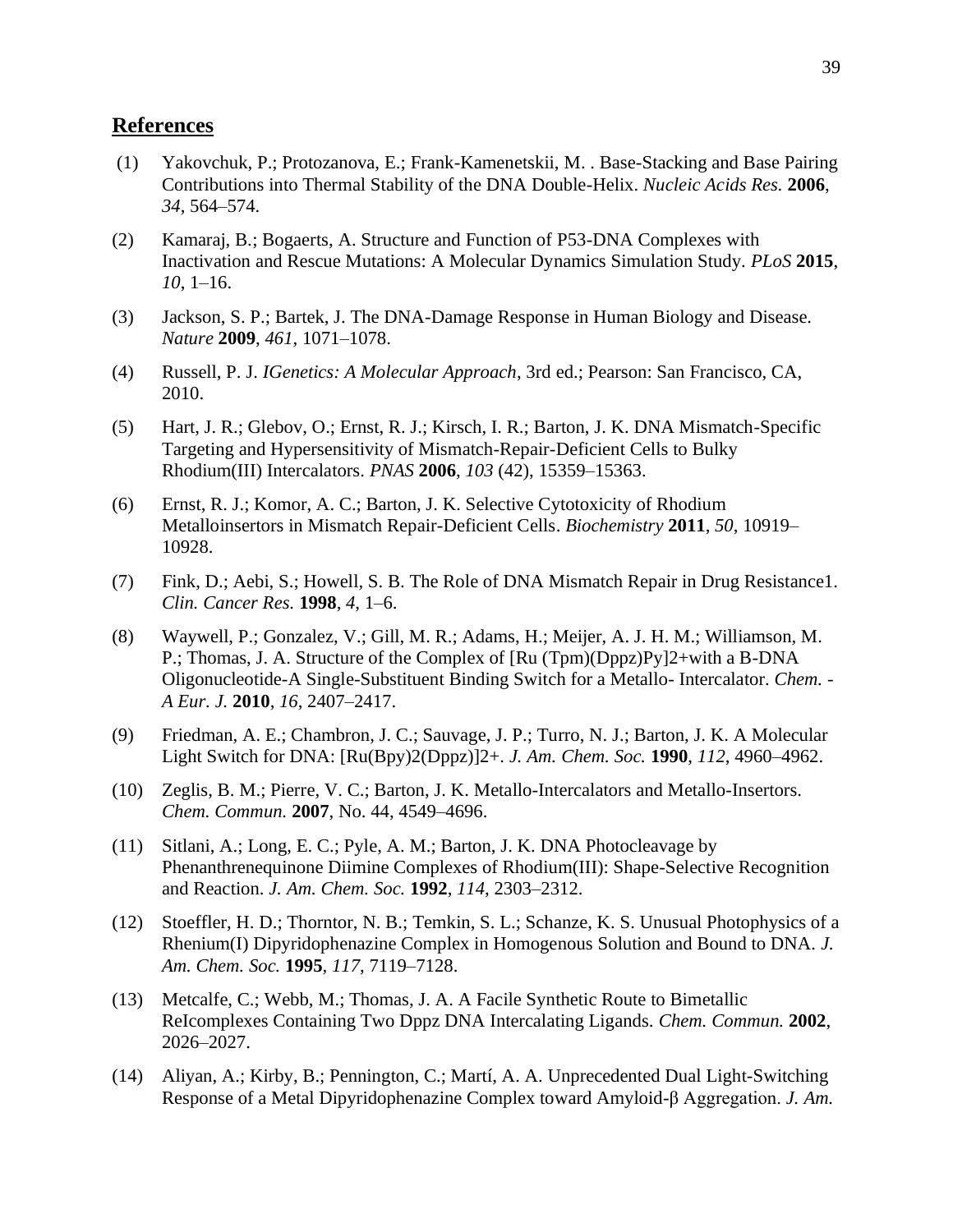## References

(1) Yakovchuk, P.; Protozanova, E.; Frank-Kamenetskii, M. . Base-Stacking and Base Pairing Contributions into Thermal Stability of the DNA Double-Helix. *Nucleic Acids Res.* **2006**, *34*, 564–574.

(2) Kamaraj, B.; Bogaerts, A. Structure and Function of P53-DNA Complexes with Inactivation and Rescue Mutations: A Molecular Dynamics Simulation Study. *PLoS* **2015**, *10*, 1–16.

(3) Jackson, S. P.; Bartek, J. The DNA-Damage Response in Human Biology and Disease. *Nature* **2009**, *461*, 1071–1078.

(4) Russell, P. J. *IGenetics: A Molecular Approach*, 3rd ed.; Pearson: San Francisco, CA, 2010.

(5) Hart, J. R.; Glebov, O.; Ernst, R. J.; Kirsch, I. R.; Barton, J. K. DNA Mismatch-Specific Targeting and Hypersensitivity of Mismatch-Repair-Deficient Cells to Bulky Rhodium(III) Intercalators. *PNAS* **2006**, *103* (42), 15359–15363.

(6) Ernst, R. J.; Komor, A. C.; Barton, J. K. Selective Cytotoxicity of Rhodium Metalloinsertors in Mismatch Repair-Deficient Cells. *Biochemistry* **2011**, *50*, 10919–10928.

(7) Fink, D.; Aebi, S.; Howell, S. B. The Role of DNA Mismatch Repair in Drug Resistance1. *Clin. Cancer Res.* **1998**, *4*, 1–6.

(8) Waywell, P.; Gonzalez, V.; Gill, M. R.; Adams, H.; Meijer, A. J. H. M.; Williamson, M. P.; Thomas, J. A. Structure of the Complex of [Ru (Tpm)(Dppz)Py]2+with a B-DNA Oligonucleotide-A Single-Substituent Binding Switch for a Metallo- Intercalator. *Chem. - A Eur. J.* **2010**, *16*, 2407–2417.

(9) Friedman, A. E.; Chambron, J. C.; Sauvage, J. P.; Turro, N. J.; Barton, J. K. A Molecular Light Switch for DNA: [Ru(Bpy)2(Dppz)]2+. *J. Am. Chem. Soc.* **1990**, *112*, 4960–4962.

(10) Zeglis, B. M.; Pierre, V. C.; Barton, J. K. Metallo-Intercalators and Metallo-Insertors. *Chem. Commun.* **2007**, No. 44, 4549–4696.

(11) Sitlani, A.; Long, E. C.; Pyle, A. M.; Barton, J. K. DNA Photocleavage by Phenanthrenequinone Diimine Complexes of Rhodium(III): Shape-Selective Recognition and Reaction. *J. Am. Chem. Soc.* **1992**, *114*, 2303–2312.

(12) Stoeffler, H. D.; Thorntor, N. B.; Temkin, S. L.; Schanze, K. S. Unusual Photophysics of a Rhenium(I) Dipyridophenazine Complex in Homogenous Solution and Bound to DNA. *J. Am. Chem. Soc.* **1995**, *117*, 7119–7128.

(13) Metcalfe, C.; Webb, M.; Thomas, J. A. A Facile Synthetic Route to Bimetallic ReIcomplexes Containing Two Dppz DNA Intercalating Ligands. *Chem. Commun.* **2002**, 2026–2027.

(14) Aliyan, A.; Kirby, B.; Pennington, C.; Martí, A. A. Unprecedented Dual Light-Switching Response of a Metal Dipyridophenazine Complex toward Amyloid-β Aggregation. *J. Am.*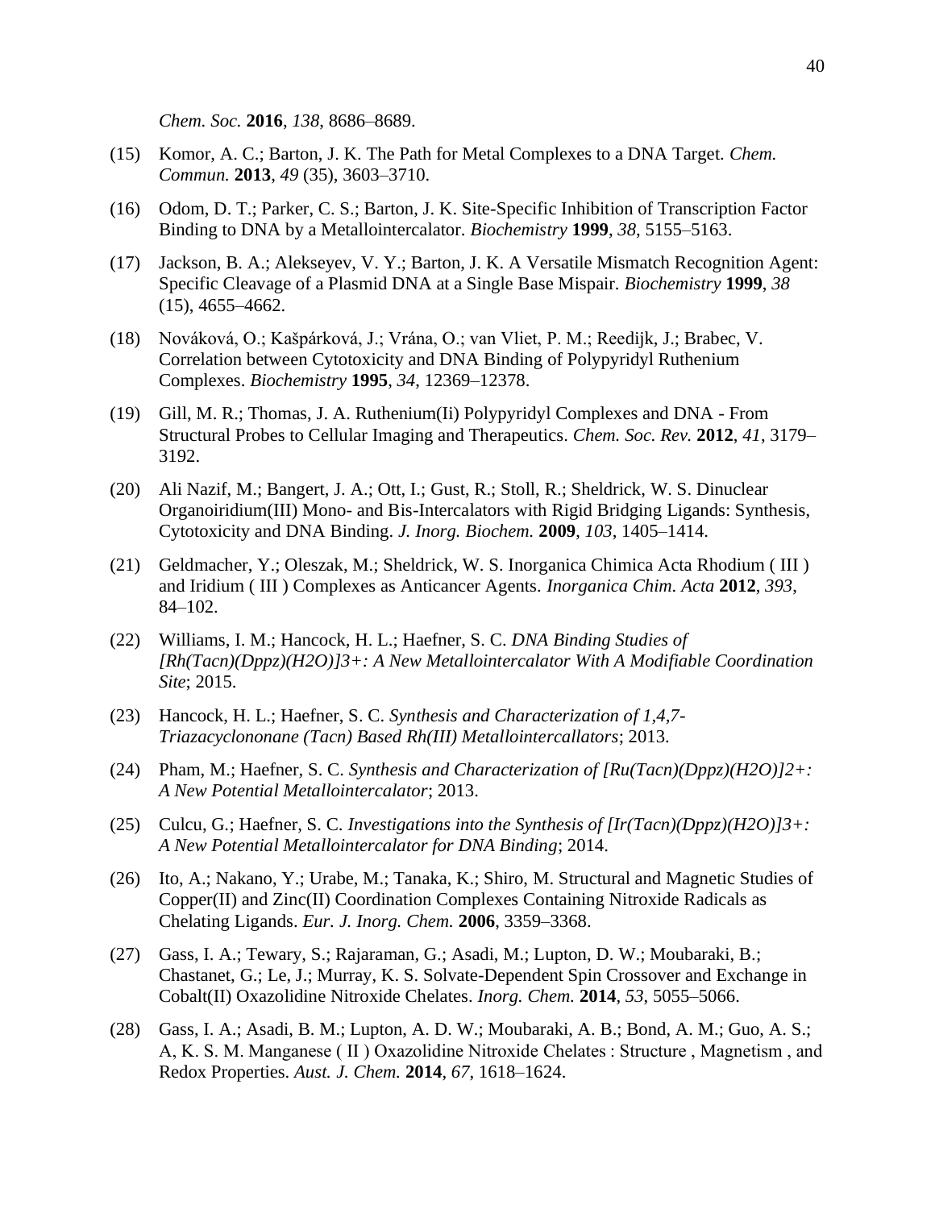*Chem. Soc.* **2016**, *138*, 8686–8689.

(15) Komor, A. C.; Barton, J. K. The Path for Metal Complexes to a DNA Target. *Chem. Commun.* **2013**, *49* (35), 3603–3710.

(16) Odom, D. T.; Parker, C. S.; Barton, J. K. Site-Specific Inhibition of Transcription Factor Binding to DNA by a Metallointercalator. *Biochemistry* **1999**, *38*, 5155–5163.

(17) Jackson, B. A.; Alekseyev, V. Y.; Barton, J. K. A Versatile Mismatch Recognition Agent: Specific Cleavage of a Plasmid DNA at a Single Base Mispair. *Biochemistry* **1999**, *38* (15), 4655–4662.

(18) Nováková, O.; Kašpárková, J.; Vrána, O.; van Vliet, P. M.; Reedijk, J.; Brabec, V. Correlation between Cytotoxicity and DNA Binding of Polypyridyl Ruthenium Complexes. *Biochemistry* **1995**, *34*, 12369–12378.

(19) Gill, M. R.; Thomas, J. A. Ruthenium(Ii) Polypyridyl Complexes and DNA - From Structural Probes to Cellular Imaging and Therapeutics. *Chem. Soc. Rev.* **2012**, *41*, 3179–3192.

(20) Ali Nazif, M.; Bangert, J. A.; Ott, I.; Gust, R.; Stoll, R.; Sheldrick, W. S. Dinuclear Organoiridium(III) Mono- and Bis-Intercalators with Rigid Bridging Ligands: Synthesis, Cytotoxicity and DNA Binding. *J. Inorg. Biochem.* **2009**, *103*, 1405–1414.

(21) Geldmacher, Y.; Oleszak, M.; Sheldrick, W. S. Inorganica Chimica Acta Rhodium ( III ) and Iridium ( III ) Complexes as Anticancer Agents. *Inorganica Chim. Acta* **2012**, *393*, 84–102.

(22) Williams, I. M.; Hancock, H. L.; Haefner, S. C. *DNA Binding Studies of [Rh(Tacn)(Dppz)(H2O)]3+: A New Metallointercalator With A Modifiable Coordination Site*; 2015.

(23) Hancock, H. L.; Haefner, S. C. *Synthesis and Characterization of 1,4,7-Triazacyclononane (Tacn) Based Rh(III) Metallointercallators*; 2013.

(24) Pham, M.; Haefner, S. C. *Synthesis and Characterization of [Ru(Tacn)(Dppz)(H2O)]2+: A New Potential Metallointercalator*; 2013.

(25) Culcu, G.; Haefner, S. C. *Investigations into the Synthesis of [Ir(Tacn)(Dppz)(H2O)]3+: A New Potential Metallointercalator for DNA Binding*; 2014.

(26) Ito, A.; Nakano, Y.; Urabe, M.; Tanaka, K.; Shiro, M. Structural and Magnetic Studies of Copper(II) and Zinc(II) Coordination Complexes Containing Nitroxide Radicals as Chelating Ligands. *Eur. J. Inorg. Chem.* **2006**, 3359–3368.

(27) Gass, I. A.; Tewary, S.; Rajaraman, G.; Asadi, M.; Lupton, D. W.; Moubaraki, B.; Chastanet, G.; Le, J.; Murray, K. S. Solvate-Dependent Spin Crossover and Exchange in Cobalt(II) Oxazolidine Nitroxide Chelates. *Inorg. Chem.* **2014**, *53*, 5055–5066.

(28) Gass, I. A.; Asadi, B. M.; Lupton, A. D. W.; Moubaraki, A. B.; Bond, A. M.; Guo, A. S.; A, K. S. M. Manganese ( II ) Oxazolidine Nitroxide Chelates : Structure , Magnetism , and Redox Properties. *Aust. J. Chem.* **2014**, *67*, 1618–1624.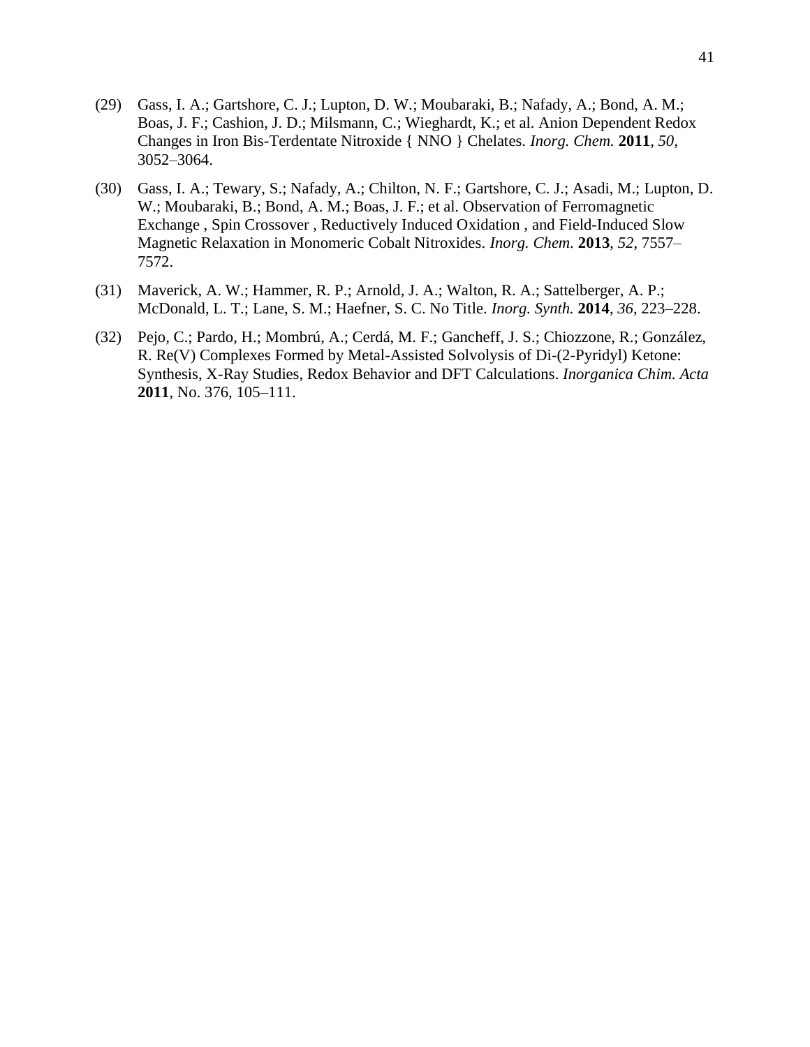(29) Gass, I. A.; Gartshore, C. J.; Lupton, D. W.; Moubaraki, B.; Nafady, A.; Bond, A. M.; Boas, J. F.; Cashion, J. D.; Milsmann, C.; Wieghardt, K.; et al. Anion Dependent Redox Changes in Iron Bis-Terdentate Nitroxide { NNO } Chelates. *Inorg. Chem.* **2011**, *50*, 3052–3064.

(30) Gass, I. A.; Tewary, S.; Nafady, A.; Chilton, N. F.; Gartshore, C. J.; Asadi, M.; Lupton, D. W.; Moubaraki, B.; Bond, A. M.; Boas, J. F.; et al. Observation of Ferromagnetic Exchange , Spin Crossover , Reductively Induced Oxidation , and Field-Induced Slow Magnetic Relaxation in Monomeric Cobalt Nitroxides. *Inorg. Chem.* **2013**, *52*, 7557–7572.

(31) Maverick, A. W.; Hammer, R. P.; Arnold, J. A.; Walton, R. A.; Sattelberger, A. P.; McDonald, L. T.; Lane, S. M.; Haefner, S. C. No Title. *Inorg. Synth.* **2014**, *36*, 223–228.

(32) Pejo, C.; Pardo, H.; Mombrú, A.; Cerdá, M. F.; Gancheff, J. S.; Chiozzone, R.; González, R. Re(V) Complexes Formed by Metal-Assisted Solvolysis of Di-(2-Pyridyl) Ketone: Synthesis, X-Ray Studies, Redox Behavior and DFT Calculations. *Inorganica Chim. Acta* **2011**, No. 376, 105–111.